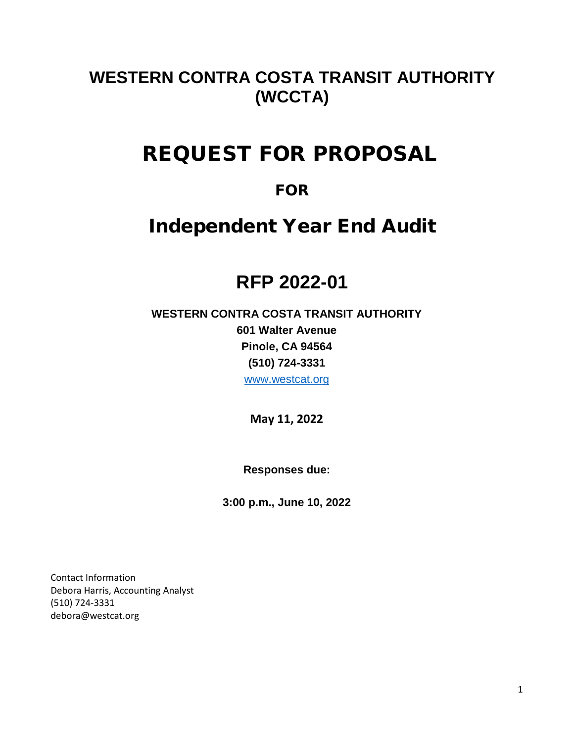# WESTERN CONTRA COSTA TRANSIT AUTHORITY (WCCTA)

# REQUEST FOR PROPOSAL

## FOR

# Independent Year End Audit

# RFP 2022-01

**WESTERN CONTRA COSTA TRANSIT AUTHORITY**
**601 Walter Avenue**
**Pinole, CA 94564**
**(510) 724-3331**
www.westcat.org

**May 11, 2022**

**Responses due:**

**3:00 p.m., June 10, 2022**

Contact Information
Debora Harris, Accounting Analyst
(510) 724-3331
debora@westcat.org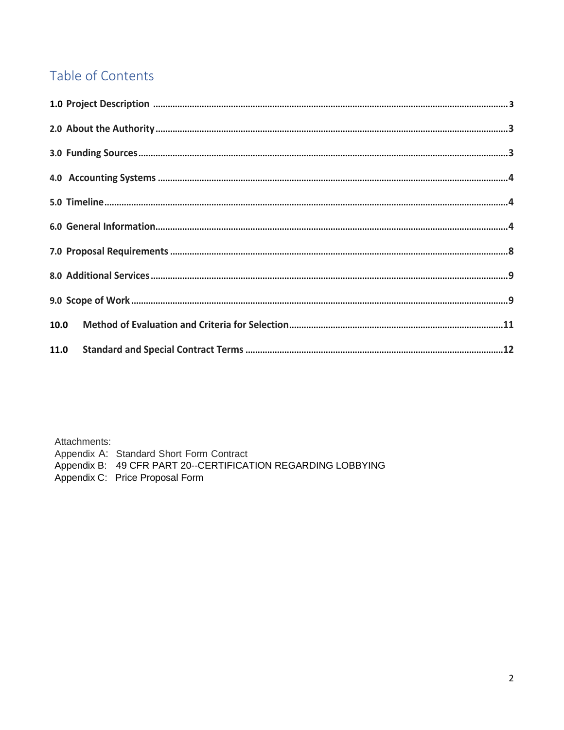# Table of Contents

**1.0 Project Description** ........................................................................................................................................ 3

**2.0 About the Authority** ........................................................................................................................................ 3

**3.0 Funding Sources** ........................................................................................................................................ 3

**4.0 Accounting Systems** ........................................................................................................................................ 4

**5.0 Timeline** ........................................................................................................................................ 4

**6.0 General Information** ........................................................................................................................................ 4

**7.0 Proposal Requirements** ........................................................................................................................................ 8

**8.0 Additional Services** ........................................................................................................................................ 9

**9.0 Scope of Work** ........................................................................................................................................ 9

**10.0 Method of Evaluation and Criteria for Selection** ........................................................................................ 11

**11.0 Standard and Special Contract Terms** ........................................................................................................ 12

Attachments:
Appendix A: Standard Short Form Contract
Appendix B: 49 CFR PART 20--CERTIFICATION REGARDING LOBBYING
Appendix C: Price Proposal Form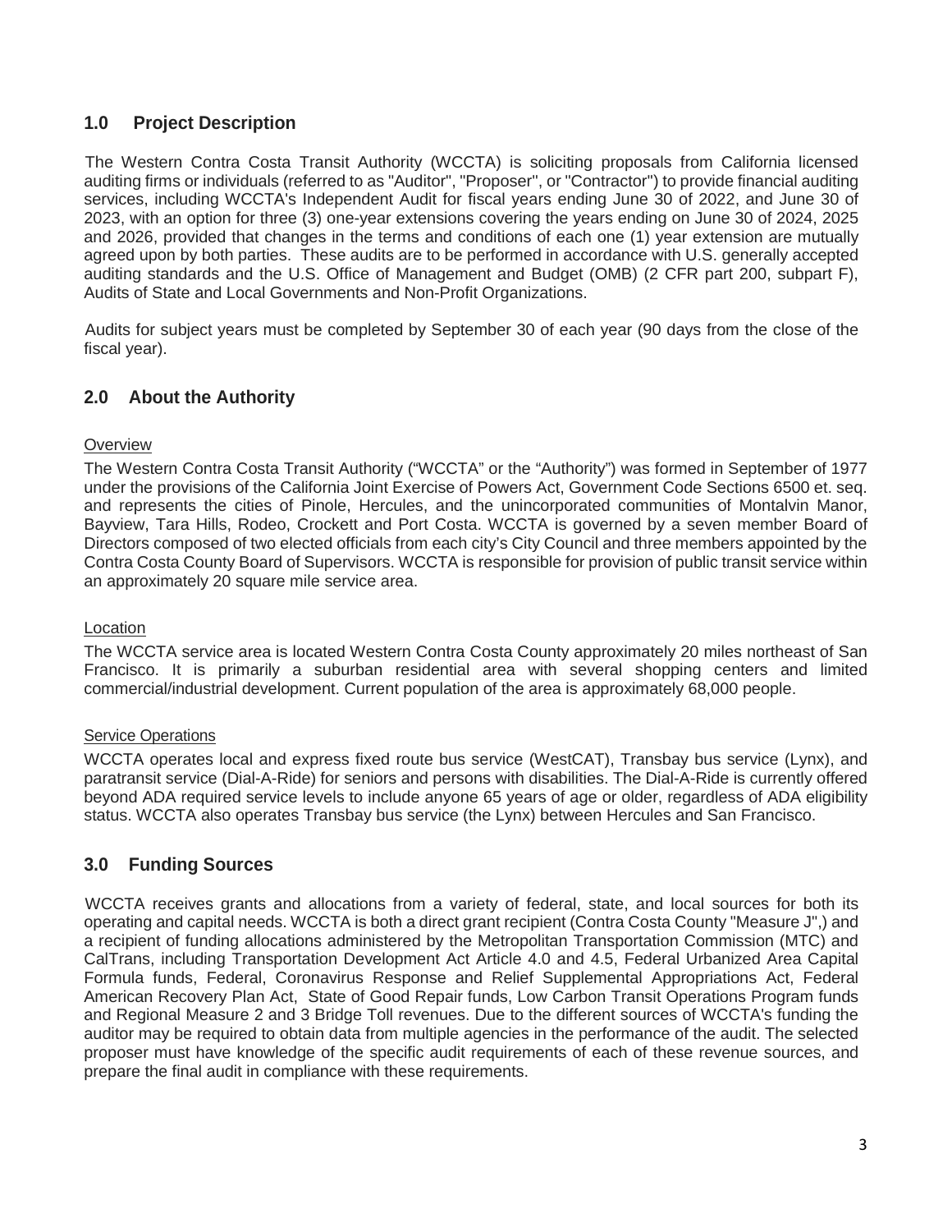## 1.0 Project Description

The Western Contra Costa Transit Authority (WCCTA) is soliciting proposals from California licensed auditing firms or individuals (referred to as "Auditor", "Proposer", or "Contractor") to provide financial auditing services, including WCCTA's Independent Audit for fiscal years ending June 30 of 2022, and June 30 of 2023, with an option for three (3) one-year extensions covering the years ending on June 30 of 2024, 2025 and 2026, provided that changes in the terms and conditions of each one (1) year extension are mutually agreed upon by both parties. These audits are to be performed in accordance with U.S. generally accepted auditing standards and the U.S. Office of Management and Budget (OMB) (2 CFR part 200, subpart F), Audits of State and Local Governments and Non-Profit Organizations.

Audits for subject years must be completed by September 30 of each year (90 days from the close of the fiscal year).

## 2.0 About the Authority

Overview

The Western Contra Costa Transit Authority ("WCCTA" or the "Authority") was formed in September of 1977 under the provisions of the California Joint Exercise of Powers Act, Government Code Sections 6500 et. seq. and represents the cities of Pinole, Hercules, and the unincorporated communities of Montalvin Manor, Bayview, Tara Hills, Rodeo, Crockett and Port Costa. WCCTA is governed by a seven member Board of Directors composed of two elected officials from each city's City Council and three members appointed by the Contra Costa County Board of Supervisors. WCCTA is responsible for provision of public transit service within an approximately 20 square mile service area.

Location

The WCCTA service area is located Western Contra Costa County approximately 20 miles northeast of San Francisco. It is primarily a suburban residential area with several shopping centers and limited commercial/industrial development. Current population of the area is approximately 68,000 people.

Service Operations

WCCTA operates local and express fixed route bus service (WestCAT), Transbay bus service (Lynx), and paratransit service (Dial-A-Ride) for seniors and persons with disabilities. The Dial-A-Ride is currently offered beyond ADA required service levels to include anyone 65 years of age or older, regardless of ADA eligibility status. WCCTA also operates Transbay bus service (the Lynx) between Hercules and San Francisco.

## 3.0 Funding Sources

WCCTA receives grants and allocations from a variety of federal, state, and local sources for both its operating and capital needs. WCCTA is both a direct grant recipient (Contra Costa County "Measure J",) and a recipient of funding allocations administered by the Metropolitan Transportation Commission (MTC) and CalTrans, including Transportation Development Act Article 4.0 and 4.5, Federal Urbanized Area Capital Formula funds, Federal, Coronavirus Response and Relief Supplemental Appropriations Act, Federal American Recovery Plan Act, State of Good Repair funds, Low Carbon Transit Operations Program funds and Regional Measure 2 and 3 Bridge Toll revenues. Due to the different sources of WCCTA's funding the auditor may be required to obtain data from multiple agencies in the performance of the audit. The selected proposer must have knowledge of the specific audit requirements of each of these revenue sources, and prepare the final audit in compliance with these requirements.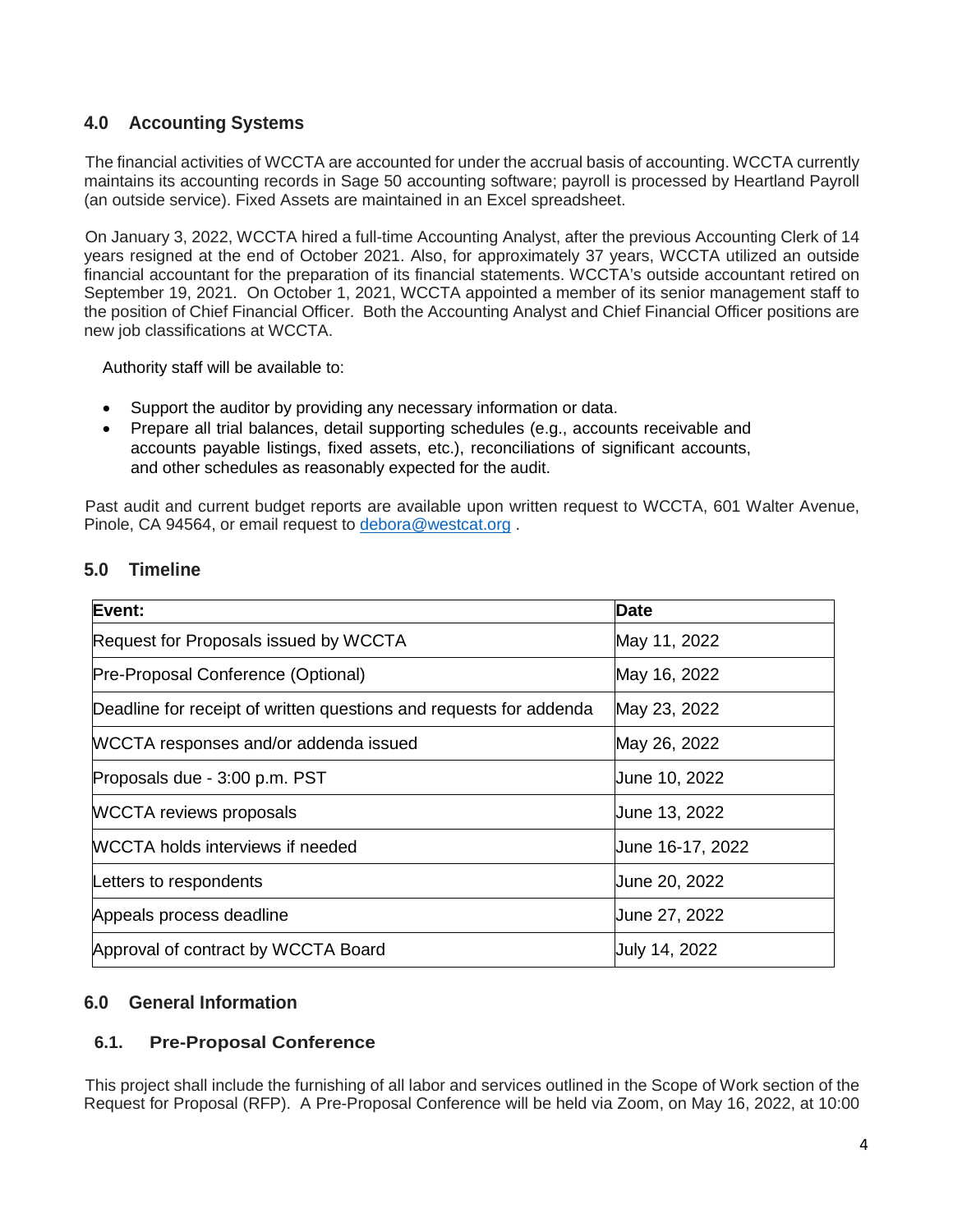## 4.0 Accounting Systems

The financial activities of WCCTA are accounted for under the accrual basis of accounting. WCCTA currently maintains its accounting records in Sage 50 accounting software; payroll is processed by Heartland Payroll (an outside service). Fixed Assets are maintained in an Excel spreadsheet.

On January 3, 2022, WCCTA hired a full-time Accounting Analyst, after the previous Accounting Clerk of 14 years resigned at the end of October 2021. Also, for approximately 37 years, WCCTA utilized an outside financial accountant for the preparation of its financial statements. WCCTA's outside accountant retired on September 19, 2021. On October 1, 2021, WCCTA appointed a member of its senior management staff to the position of Chief Financial Officer. Both the Accounting Analyst and Chief Financial Officer positions are new job classifications at WCCTA.

Authority staff will be available to:

- Support the auditor by providing any necessary information or data.
- Prepare all trial balances, detail supporting schedules (e.g., accounts receivable and accounts payable listings, fixed assets, etc.), reconciliations of significant accounts, and other schedules as reasonably expected for the audit.

Past audit and current budget reports are available upon written request to WCCTA, 601 Walter Avenue, Pinole, CA 94564, or email request to debora@westcat.org .

## 5.0 Timeline

| Event: | Date |
|---|---|
| Request for Proposals issued by WCCTA | May 11, 2022 |
| Pre-Proposal Conference (Optional) | May 16, 2022 |
| Deadline for receipt of written questions and requests for addenda | May 23, 2022 |
| WCCTA responses and/or addenda issued | May 26, 2022 |
| Proposals due - 3:00 p.m. PST | June 10, 2022 |
| WCCTA reviews proposals | June 13, 2022 |
| WCCTA holds interviews if needed | June 16-17, 2022 |
| Letters to respondents | June 20, 2022 |
| Appeals process deadline | June 27, 2022 |
| Approval of contract by WCCTA Board | July 14, 2022 |

## 6.0 General Information

### 6.1. Pre-Proposal Conference

This project shall include the furnishing of all labor and services outlined in the Scope of Work section of the Request for Proposal (RFP). A Pre-Proposal Conference will be held via Zoom, on May 16, 2022, at 10:00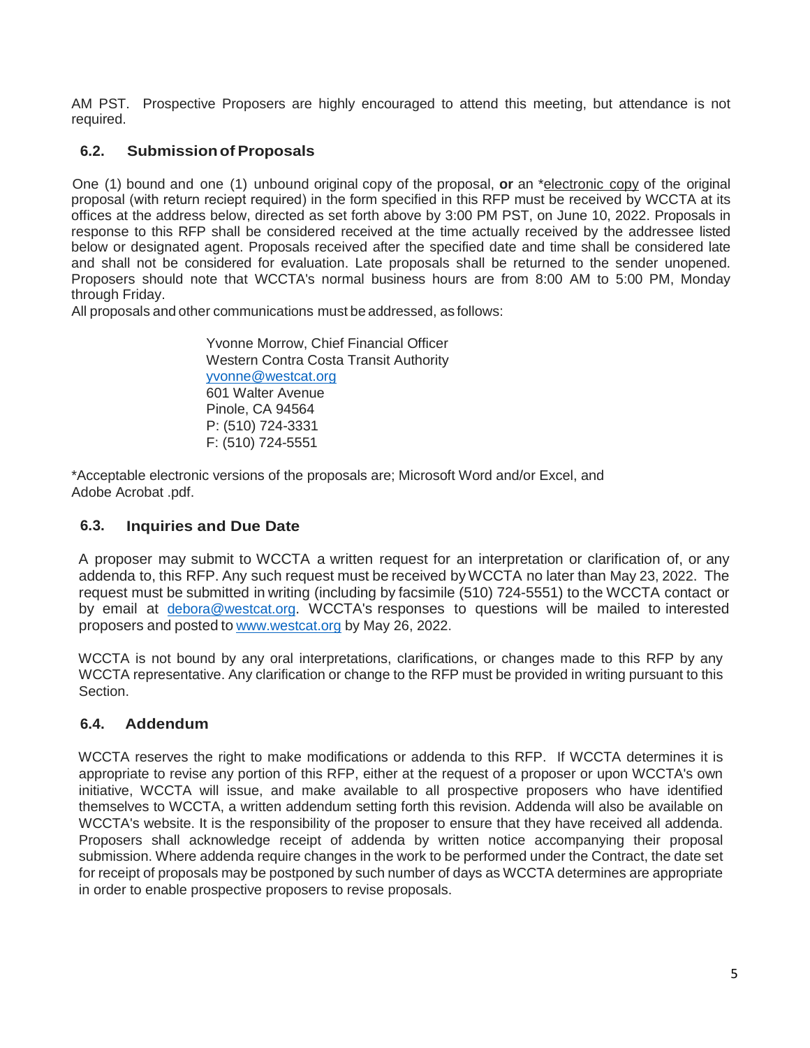AM PST. Prospective Proposers are highly encouraged to attend this meeting, but attendance is not required.

### 6.2. Submission of Proposals

One (1) bound and one (1) unbound original copy of the proposal, **or** an *electronic copy of the original proposal (with return reciept required) in the form specified in this RFP must be received by WCCTA at its offices at the address below, directed as set forth above by 3:00 PM PST, on June 10, 2022. Proposals in response to this RFP shall be considered received at the time actually received by the addressee listed below or designated agent. Proposals received after the specified date and time shall be considered late and shall not be considered for evaluation. Late proposals shall be returned to the sender unopened. Proposers should note that WCCTA's normal business hours are from 8:00 AM to 5:00 PM, Monday through Friday.

All proposals and other communications must be addressed, as follows:

Yvonne Morrow, Chief Financial Officer
Western Contra Costa Transit Authority
yvonne@westcat.org
601 Walter Avenue
Pinole, CA 94564
P: (510) 724-3331
F: (510) 724-5551

*Acceptable electronic versions of the proposals are; Microsoft Word and/or Excel, and Adobe Acrobat .pdf.

### 6.3. Inquiries and Due Date

A proposer may submit to WCCTA a written request for an interpretation or clarification of, or any addenda to, this RFP. Any such request must be received by WCCTA no later than May 23, 2022. The request must be submitted in writing (including by facsimile (510) 724-5551) to the WCCTA contact or by email at debora@westcat.org. WCCTA's responses to questions will be mailed to interested proposers and posted to www.westcat.org by May 26, 2022.

WCCTA is not bound by any oral interpretations, clarifications, or changes made to this RFP by any WCCTA representative. Any clarification or change to the RFP must be provided in writing pursuant to this Section.

### 6.4. Addendum

WCCTA reserves the right to make modifications or addenda to this RFP. If WCCTA determines it is appropriate to revise any portion of this RFP, either at the request of a proposer or upon WCCTA's own initiative, WCCTA will issue, and make available to all prospective proposers who have identified themselves to WCCTA, a written addendum setting forth this revision. Addenda will also be available on WCCTA's website. It is the responsibility of the proposer to ensure that they have received all addenda. Proposers shall acknowledge receipt of addenda by written notice accompanying their proposal submission. Where addenda require changes in the work to be performed under the Contract, the date set for receipt of proposals may be postponed by such number of days as WCCTA determines are appropriate in order to enable prospective proposers to revise proposals.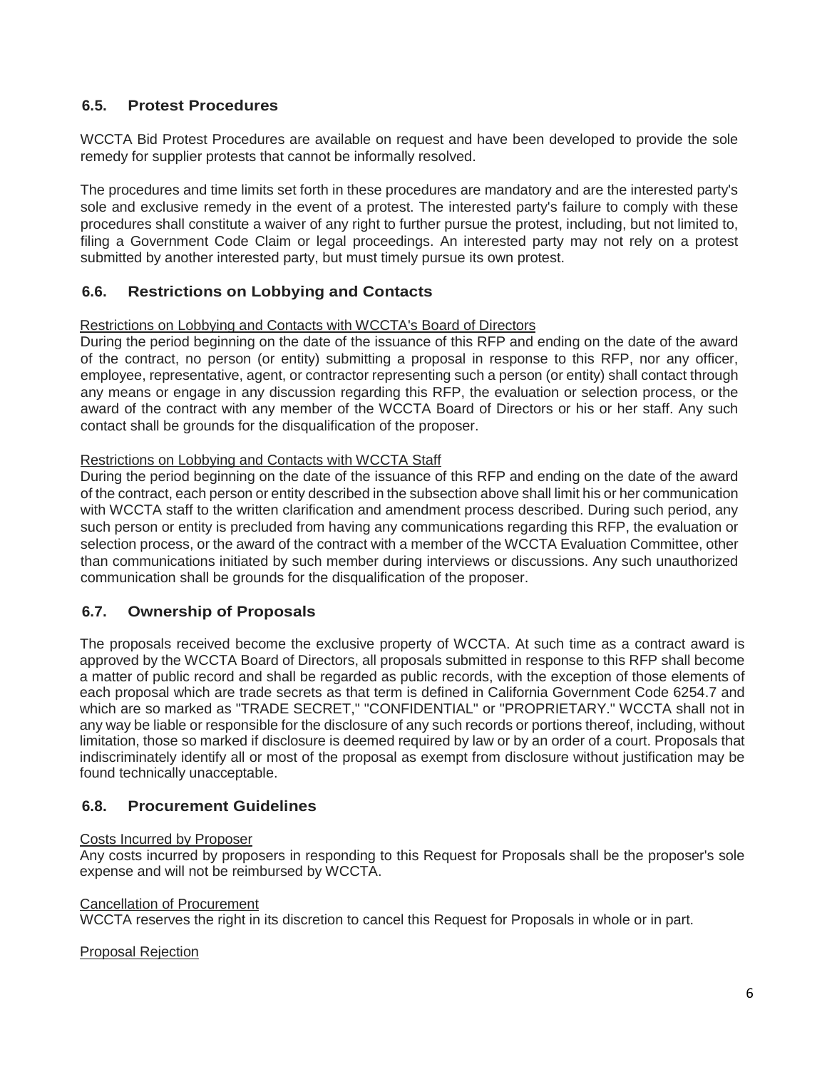## 6.5. Protest Procedures

WCCTA Bid Protest Procedures are available on request and have been developed to provide the sole remedy for supplier protests that cannot be informally resolved.

The procedures and time limits set forth in these procedures are mandatory and are the interested party's sole and exclusive remedy in the event of a protest. The interested party's failure to comply with these procedures shall constitute a waiver of any right to further pursue the protest, including, but not limited to, filing a Government Code Claim or legal proceedings. An interested party may not rely on a protest submitted by another interested party, but must timely pursue its own protest.

## 6.6. Restrictions on Lobbying and Contacts

Restrictions on Lobbying and Contacts with WCCTA's Board of Directors

During the period beginning on the date of the issuance of this RFP and ending on the date of the award of the contract, no person (or entity) submitting a proposal in response to this RFP, nor any officer, employee, representative, agent, or contractor representing such a person (or entity) shall contact through any means or engage in any discussion regarding this RFP, the evaluation or selection process, or the award of the contract with any member of the WCCTA Board of Directors or his or her staff. Any such contact shall be grounds for the disqualification of the proposer.

Restrictions on Lobbying and Contacts with WCCTA Staff

During the period beginning on the date of the issuance of this RFP and ending on the date of the award of the contract, each person or entity described in the subsection above shall limit his or her communication with WCCTA staff to the written clarification and amendment process described. During such period, any such person or entity is precluded from having any communications regarding this RFP, the evaluation or selection process, or the award of the contract with a member of the WCCTA Evaluation Committee, other than communications initiated by such member during interviews or discussions. Any such unauthorized communication shall be grounds for the disqualification of the proposer.

## 6.7. Ownership of Proposals

The proposals received become the exclusive property of WCCTA. At such time as a contract award is approved by the WCCTA Board of Directors, all proposals submitted in response to this RFP shall become a matter of public record and shall be regarded as public records, with the exception of those elements of each proposal which are trade secrets as that term is defined in California Government Code 6254.7 and which are so marked as "TRADE SECRET," "CONFIDENTIAL" or "PROPRIETARY." WCCTA shall not in any way be liable or responsible for the disclosure of any such records or portions thereof, including, without limitation, those so marked if disclosure is deemed required by law or by an order of a court. Proposals that indiscriminately identify all or most of the proposal as exempt from disclosure without justification may be found technically unacceptable.

## 6.8. Procurement Guidelines

Costs Incurred by Proposer

Any costs incurred by proposers in responding to this Request for Proposals shall be the proposer's sole expense and will not be reimbursed by WCCTA.

Cancellation of Procurement

WCCTA reserves the right in its discretion to cancel this Request for Proposals in whole or in part.

Proposal Rejection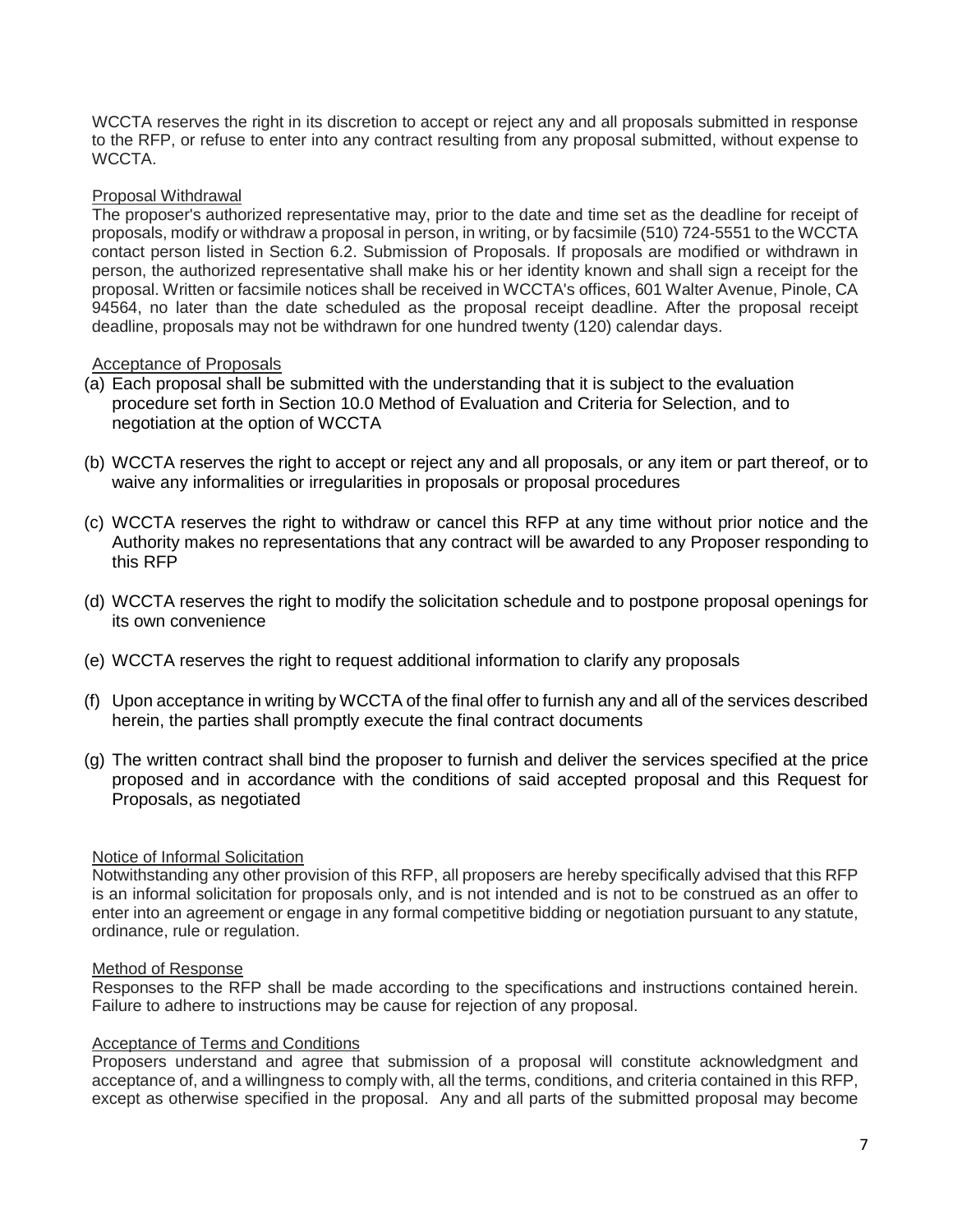WCCTA reserves the right in its discretion to accept or reject any and all proposals submitted in response to the RFP, or refuse to enter into any contract resulting from any proposal submitted, without expense to WCCTA.

<u>Proposal Withdrawal</u>

The proposer's authorized representative may, prior to the date and time set as the deadline for receipt of proposals, modify or withdraw a proposal in person, in writing, or by facsimile (510) 724-5551 to the WCCTA contact person listed in Section 6.2. Submission of Proposals. If proposals are modified or withdrawn in person, the authorized representative shall make his or her identity known and shall sign a receipt for the proposal. Written or facsimile notices shall be received in WCCTA's offices, 601 Walter Avenue, Pinole, CA 94564, no later than the date scheduled as the proposal receipt deadline. After the proposal receipt deadline, proposals may not be withdrawn for one hundred twenty (120) calendar days.

<u>Acceptance of Proposals</u>

(a) Each proposal shall be submitted with the understanding that it is subject to the evaluation procedure set forth in Section 10.0 Method of Evaluation and Criteria for Selection, and to negotiation at the option of WCCTA

(b) WCCTA reserves the right to accept or reject any and all proposals, or any item or part thereof, or to waive any informalities or irregularities in proposals or proposal procedures

(c) WCCTA reserves the right to withdraw or cancel this RFP at any time without prior notice and the Authority makes no representations that any contract will be awarded to any Proposer responding to this RFP

(d) WCCTA reserves the right to modify the solicitation schedule and to postpone proposal openings for its own convenience

(e) WCCTA reserves the right to request additional information to clarify any proposals

(f) Upon acceptance in writing by WCCTA of the final offer to furnish any and all of the services described herein, the parties shall promptly execute the final contract documents

(g) The written contract shall bind the proposer to furnish and deliver the services specified at the price proposed and in accordance with the conditions of said accepted proposal and this Request for Proposals, as negotiated

<u>Notice of Informal Solicitation</u>

Notwithstanding any other provision of this RFP, all proposers are hereby specifically advised that this RFP is an informal solicitation for proposals only, and is not intended and is not to be construed as an offer to enter into an agreement or engage in any formal competitive bidding or negotiation pursuant to any statute, ordinance, rule or regulation.

<u>Method of Response</u>

Responses to the RFP shall be made according to the specifications and instructions contained herein. Failure to adhere to instructions may be cause for rejection of any proposal.

<u>Acceptance of Terms and Conditions</u>

Proposers understand and agree that submission of a proposal will constitute acknowledgment and acceptance of, and a willingness to comply with, all the terms, conditions, and criteria contained in this RFP, except as otherwise specified in the proposal. Any and all parts of the submitted proposal may become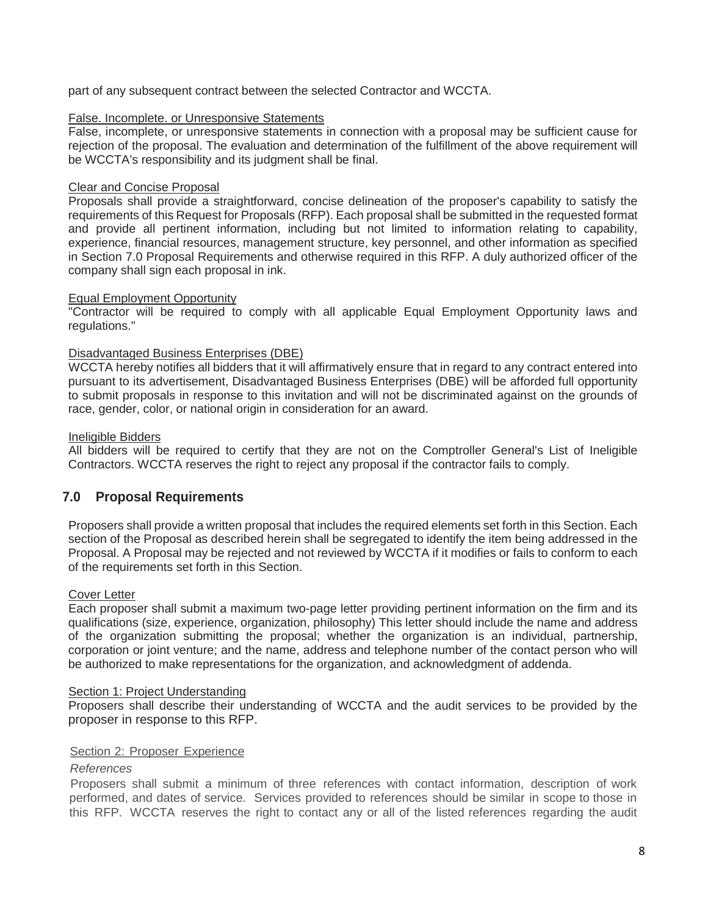part of any subsequent contract between the selected Contractor and WCCTA.

False. Incomplete. or Unresponsive Statements

False, incomplete, or unresponsive statements in connection with a proposal may be sufficient cause for rejection of the proposal. The evaluation and determination of the fulfillment of the above requirement will be WCCTA's responsibility and its judgment shall be final.

Clear and Concise Proposal

Proposals shall provide a straightforward, concise delineation of the proposer's capability to satisfy the requirements of this Request for Proposals (RFP). Each proposal shall be submitted in the requested format and provide all pertinent information, including but not limited to information relating to capability, experience, financial resources, management structure, key personnel, and other information as specified in Section 7.0 Proposal Requirements and otherwise required in this RFP. A duly authorized officer of the company shall sign each proposal in ink.

Equal Employment Opportunity

"Contractor will be required to comply with all applicable Equal Employment Opportunity laws and regulations."

Disadvantaged Business Enterprises (DBE)

WCCTA hereby notifies all bidders that it will affirmatively ensure that in regard to any contract entered into pursuant to its advertisement, Disadvantaged Business Enterprises (DBE) will be afforded full opportunity to submit proposals in response to this invitation and will not be discriminated against on the grounds of race, gender, color, or national origin in consideration for an award.

Ineligible Bidders

All bidders will be required to certify that they are not on the Comptroller General's List of Ineligible Contractors. WCCTA reserves the right to reject any proposal if the contractor fails to comply.

## 7.0 Proposal Requirements

Proposers shall provide a written proposal that includes the required elements set forth in this Section. Each section of the Proposal as described herein shall be segregated to identify the item being addressed in the Proposal. A Proposal may be rejected and not reviewed by WCCTA if it modifies or fails to conform to each of the requirements set forth in this Section.

Cover Letter

Each proposer shall submit a maximum two-page letter providing pertinent information on the firm and its qualifications (size, experience, organization, philosophy) This letter should include the name and address of the organization submitting the proposal; whether the organization is an individual, partnership, corporation or joint venture; and the name, address and telephone number of the contact person who will be authorized to make representations for the organization, and acknowledgment of addenda.

Section 1: Project Understanding

Proposers shall describe their understanding of WCCTA and the audit services to be provided by the proposer in response to this RFP.

Section 2: Proposer Experience

*References*

Proposers shall submit a minimum of three references with contact information, description of work performed, and dates of service. Services provided to references should be similar in scope to those in this RFP. WCCTA reserves the right to contact any or all of the listed references regarding the audit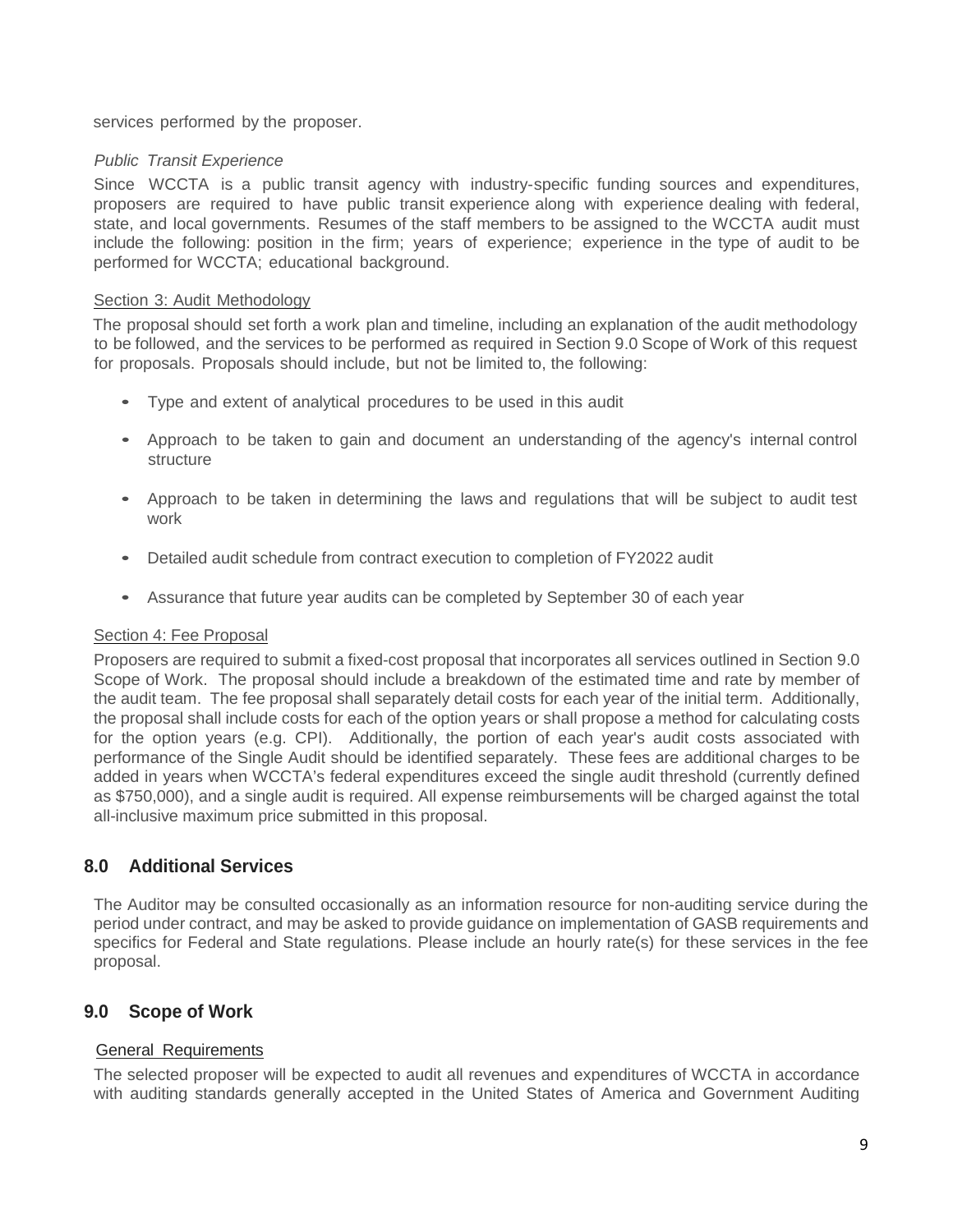services performed by the proposer.

*Public Transit Experience*

Since WCCTA is a public transit agency with industry-specific funding sources and expenditures, proposers are required to have public transit experience along with experience dealing with federal, state, and local governments. Resumes of the staff members to be assigned to the WCCTA audit must include the following: position in the firm; years of experience; experience in the type of audit to be performed for WCCTA; educational background.

<u>Section 3: Audit Methodology</u>

The proposal should set forth a work plan and timeline, including an explanation of the audit methodology to be followed, and the services to be performed as required in Section 9.0 Scope of Work of this request for proposals. Proposals should include, but not be limited to, the following:

- Type and extent of analytical procedures to be used in this audit
- Approach to be taken to gain and document an understanding of the agency's internal control structure
- Approach to be taken in determining the laws and regulations that will be subject to audit test work
- Detailed audit schedule from contract execution to completion of FY2022 audit
- Assurance that future year audits can be completed by September 30 of each year

<u>Section 4: Fee Proposal</u>

Proposers are required to submit a fixed-cost proposal that incorporates all services outlined in Section 9.0 Scope of Work. The proposal should include a breakdown of the estimated time and rate by member of the audit team. The fee proposal shall separately detail costs for each year of the initial term. Additionally, the proposal shall include costs for each of the option years or shall propose a method for calculating costs for the option years (e.g. CPI). Additionally, the portion of each year's audit costs associated with performance of the Single Audit should be identified separately. These fees are additional charges to be added in years when WCCTA's federal expenditures exceed the single audit threshold (currently defined as $750,000), and a single audit is required. All expense reimbursements will be charged against the total all-inclusive maximum price submitted in this proposal.

## 8.0 Additional Services

The Auditor may be consulted occasionally as an information resource for non-auditing service during the period under contract, and may be asked to provide guidance on implementation of GASB requirements and specifics for Federal and State regulations. Please include an hourly rate(s) for these services in the fee proposal.

## 9.0 Scope of Work

<u>General Requirements</u>

The selected proposer will be expected to audit all revenues and expenditures of WCCTA in accordance with auditing standards generally accepted in the United States of America and Government Auditing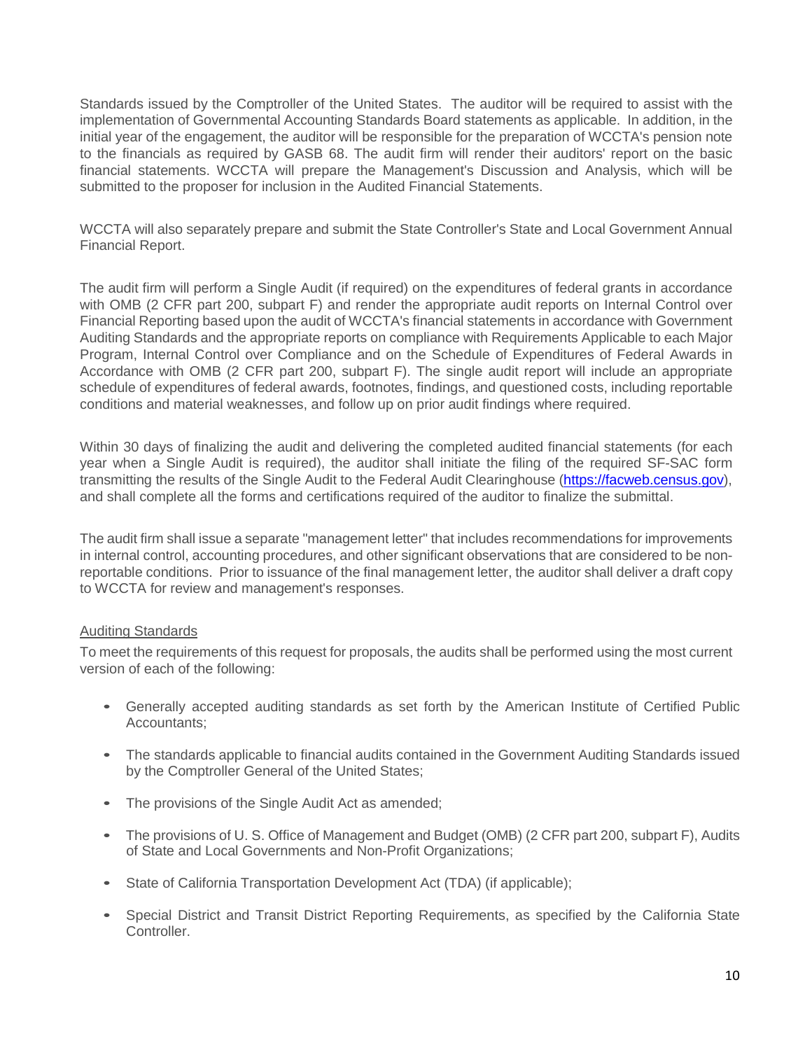Standards issued by the Comptroller of the United States. The auditor will be required to assist with the implementation of Governmental Accounting Standards Board statements as applicable. In addition, in the initial year of the engagement, the auditor will be responsible for the preparation of WCCTA's pension note to the financials as required by GASB 68. The audit firm will render their auditors' report on the basic financial statements. WCCTA will prepare the Management's Discussion and Analysis, which will be submitted to the proposer for inclusion in the Audited Financial Statements.

WCCTA will also separately prepare and submit the State Controller's State and Local Government Annual Financial Report.

The audit firm will perform a Single Audit (if required) on the expenditures of federal grants in accordance with OMB (2 CFR part 200, subpart F) and render the appropriate audit reports on Internal Control over Financial Reporting based upon the audit of WCCTA's financial statements in accordance with Government Auditing Standards and the appropriate reports on compliance with Requirements Applicable to each Major Program, Internal Control over Compliance and on the Schedule of Expenditures of Federal Awards in Accordance with OMB (2 CFR part 200, subpart F). The single audit report will include an appropriate schedule of expenditures of federal awards, footnotes, findings, and questioned costs, including reportable conditions and material weaknesses, and follow up on prior audit findings where required.

Within 30 days of finalizing the audit and delivering the completed audited financial statements (for each year when a Single Audit is required), the auditor shall initiate the filing of the required SF-SAC form transmitting the results of the Single Audit to the Federal Audit Clearinghouse (https://facweb.census.gov), and shall complete all the forms and certifications required of the auditor to finalize the submittal.

The audit firm shall issue a separate "management letter" that includes recommendations for improvements in internal control, accounting procedures, and other significant observations that are considered to be non-reportable conditions. Prior to issuance of the final management letter, the auditor shall deliver a draft copy to WCCTA for review and management's responses.

<u>Auditing Standards</u>

To meet the requirements of this request for proposals, the audits shall be performed using the most current version of each of the following:

- Generally accepted auditing standards as set forth by the American Institute of Certified Public Accountants;
- The standards applicable to financial audits contained in the Government Auditing Standards issued by the Comptroller General of the United States;
- The provisions of the Single Audit Act as amended;
- The provisions of U. S. Office of Management and Budget (OMB) (2 CFR part 200, subpart F), Audits of State and Local Governments and Non-Profit Organizations;
- State of California Transportation Development Act (TDA) (if applicable);
- Special District and Transit District Reporting Requirements, as specified by the California State Controller.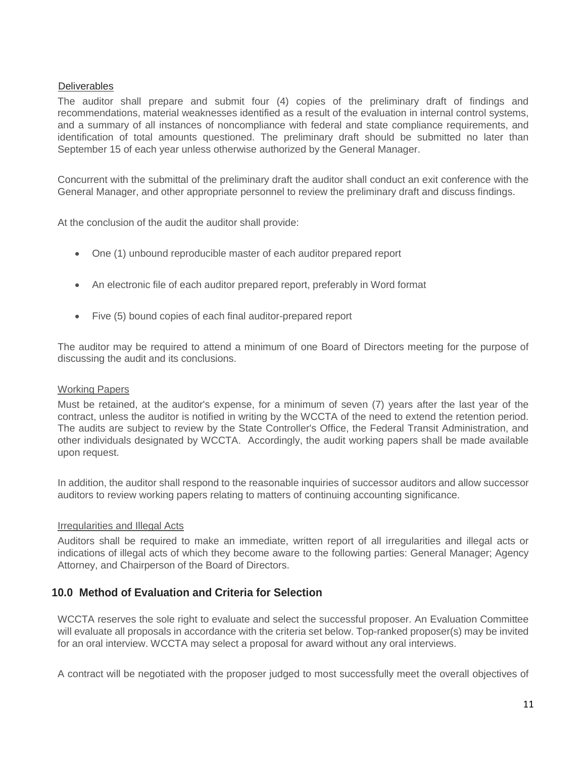Deliverables

The auditor shall prepare and submit four (4) copies of the preliminary draft of findings and recommendations, material weaknesses identified as a result of the evaluation in internal control systems, and a summary of all instances of noncompliance with federal and state compliance requirements, and identification of total amounts questioned. The preliminary draft should be submitted no later than September 15 of each year unless otherwise authorized by the General Manager.

Concurrent with the submittal of the preliminary draft the auditor shall conduct an exit conference with the General Manager, and other appropriate personnel to review the preliminary draft and discuss findings.

At the conclusion of the audit the auditor shall provide:

- One (1) unbound reproducible master of each auditor prepared report
- An electronic file of each auditor prepared report, preferably in Word format
- Five (5) bound copies of each final auditor-prepared report

The auditor may be required to attend a minimum of one Board of Directors meeting for the purpose of discussing the audit and its conclusions.

Working Papers

Must be retained, at the auditor's expense, for a minimum of seven (7) years after the last year of the contract, unless the auditor is notified in writing by the WCCTA of the need to extend the retention period. The audits are subject to review by the State Controller's Office, the Federal Transit Administration, and other individuals designated by WCCTA. Accordingly, the audit working papers shall be made available upon request.

In addition, the auditor shall respond to the reasonable inquiries of successor auditors and allow successor auditors to review working papers relating to matters of continuing accounting significance.

Irregularities and Illegal Acts

Auditors shall be required to make an immediate, written report of all irregularities and illegal acts or indications of illegal acts of which they become aware to the following parties: General Manager; Agency Attorney, and Chairperson of the Board of Directors.

## 10.0 Method of Evaluation and Criteria for Selection

WCCTA reserves the sole right to evaluate and select the successful proposer. An Evaluation Committee will evaluate all proposals in accordance with the criteria set below. Top-ranked proposer(s) may be invited for an oral interview. WCCTA may select a proposal for award without any oral interviews.

A contract will be negotiated with the proposer judged to most successfully meet the overall objectives of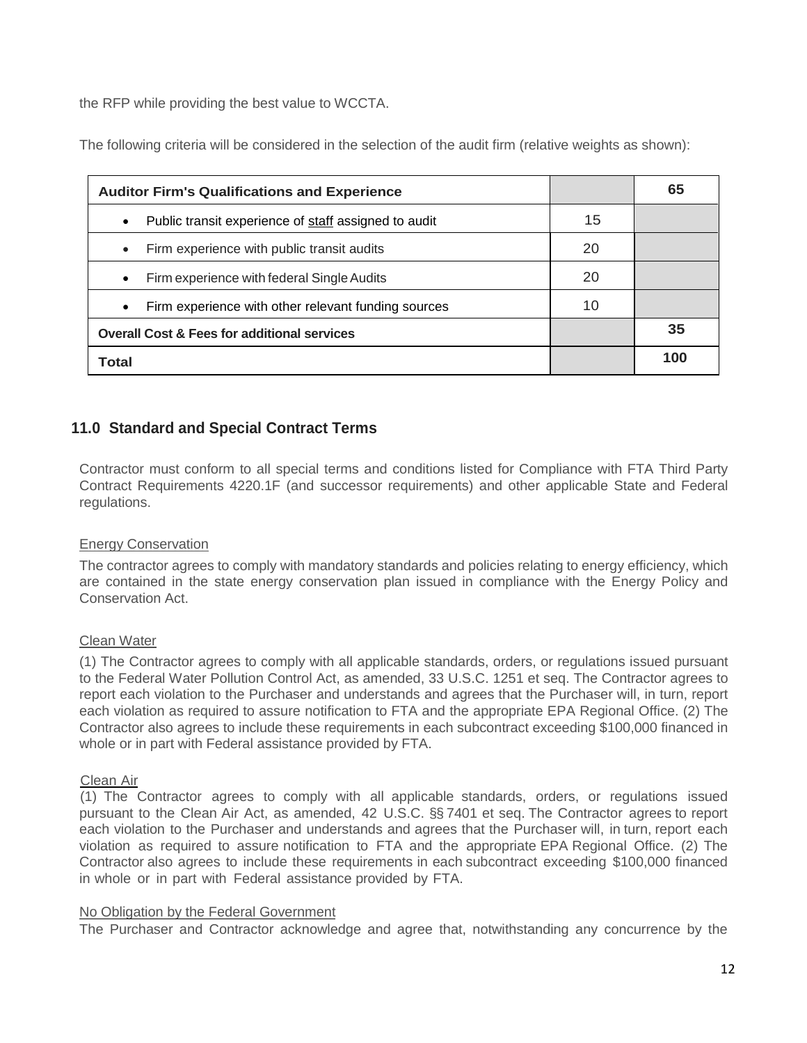the RFP while providing the best value to WCCTA.

The following criteria will be considered in the selection of the audit firm (relative weights as shown):

| **Auditor Firm's Qualifications and Experience** | | **65** |
|---|---|---|
| • Public transit experience of staff assigned to audit | 15 | |
| • Firm experience with public transit audits | 20 | |
| • Firm experience with federal Single Audits | 20 | |
| • Firm experience with other relevant funding sources | 10 | |
| **Overall Cost & Fees for additional services** | | **35** |
| **Total** | | **100** |

## 11.0 Standard and Special Contract Terms

Contractor must conform to all special terms and conditions listed for Compliance with FTA Third Party Contract Requirements 4220.1F (and successor requirements) and other applicable State and Federal regulations.

Energy Conservation

The contractor agrees to comply with mandatory standards and policies relating to energy efficiency, which are contained in the state energy conservation plan issued in compliance with the Energy Policy and Conservation Act.

Clean Water

(1) The Contractor agrees to comply with all applicable standards, orders, or regulations issued pursuant to the Federal Water Pollution Control Act, as amended, 33 U.S.C. 1251 et seq. The Contractor agrees to report each violation to the Purchaser and understands and agrees that the Purchaser will, in turn, report each violation as required to assure notification to FTA and the appropriate EPA Regional Office. (2) The Contractor also agrees to include these requirements in each subcontract exceeding $100,000 financed in whole or in part with Federal assistance provided by FTA.

Clean Air

(1) The Contractor agrees to comply with all applicable standards, orders, or regulations issued pursuant to the Clean Air Act, as amended, 42 U.S.C. §§ 7401 et seq. The Contractor agrees to report each violation to the Purchaser and understands and agrees that the Purchaser will, in turn, report each violation as required to assure notification to FTA and the appropriate EPA Regional Office. (2) The Contractor also agrees to include these requirements in each subcontract exceeding $100,000 financed in whole or in part with Federal assistance provided by FTA.

No Obligation by the Federal Government

The Purchaser and Contractor acknowledge and agree that, notwithstanding any concurrence by the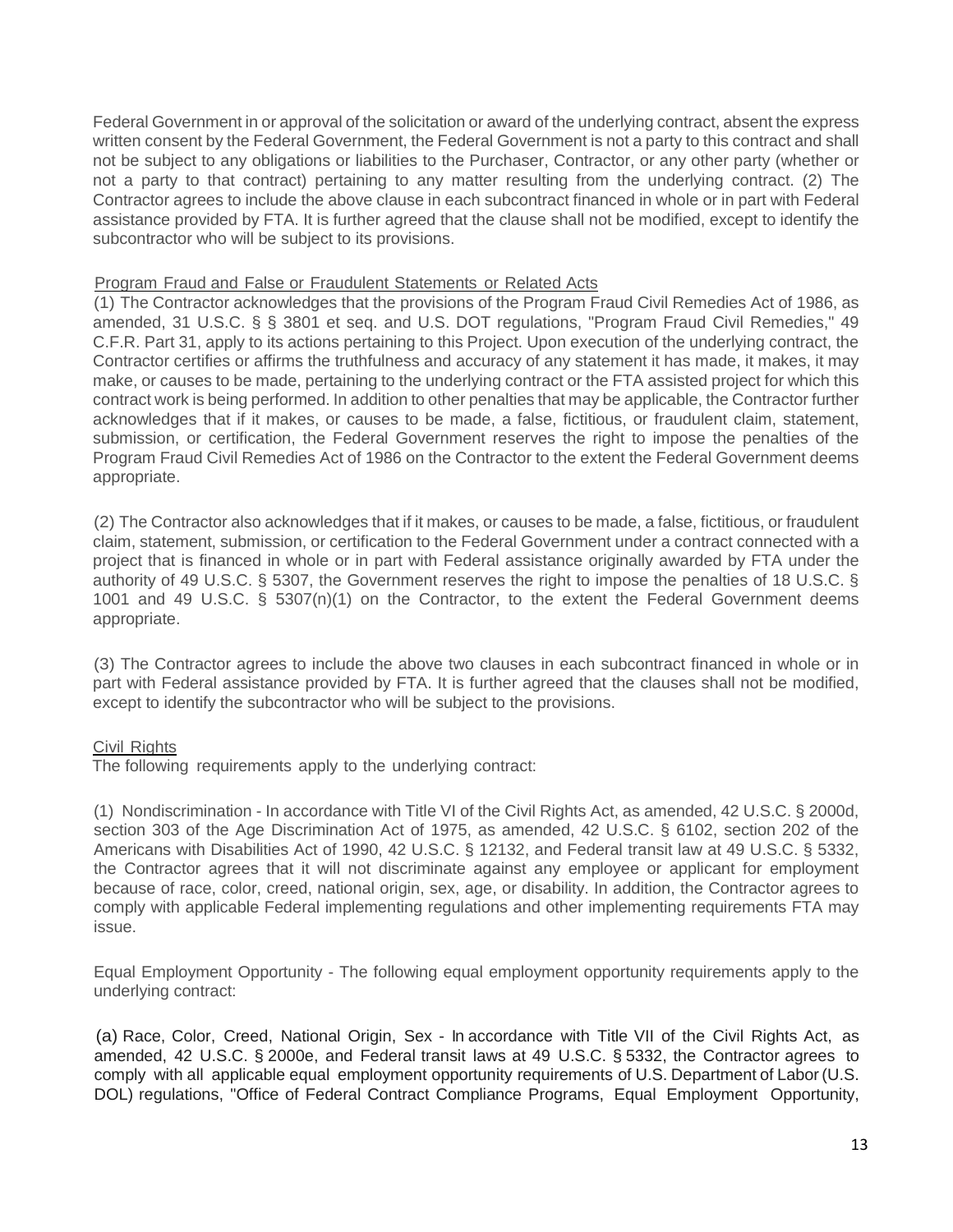Federal Government in or approval of the solicitation or award of the underlying contract, absent the express written consent by the Federal Government, the Federal Government is not a party to this contract and shall not be subject to any obligations or liabilities to the Purchaser, Contractor, or any other party (whether or not a party to that contract) pertaining to any matter resulting from the underlying contract. (2) The Contractor agrees to include the above clause in each subcontract financed in whole or in part with Federal assistance provided by FTA. It is further agreed that the clause shall not be modified, except to identify the subcontractor who will be subject to its provisions.

Program Fraud and False or Fraudulent Statements or Related Acts

(1) The Contractor acknowledges that the provisions of the Program Fraud Civil Remedies Act of 1986, as amended, 31 U.S.C. § § 3801 et seq. and U.S. DOT regulations, "Program Fraud Civil Remedies," 49 C.F.R. Part 31, apply to its actions pertaining to this Project. Upon execution of the underlying contract, the Contractor certifies or affirms the truthfulness and accuracy of any statement it has made, it makes, it may make, or causes to be made, pertaining to the underlying contract or the FTA assisted project for which this contract work is being performed. In addition to other penalties that may be applicable, the Contractor further acknowledges that if it makes, or causes to be made, a false, fictitious, or fraudulent claim, statement, submission, or certification, the Federal Government reserves the right to impose the penalties of the Program Fraud Civil Remedies Act of 1986 on the Contractor to the extent the Federal Government deems appropriate.

(2) The Contractor also acknowledges that if it makes, or causes to be made, a false, fictitious, or fraudulent claim, statement, submission, or certification to the Federal Government under a contract connected with a project that is financed in whole or in part with Federal assistance originally awarded by FTA under the authority of 49 U.S.C. § 5307, the Government reserves the right to impose the penalties of 18 U.S.C. § 1001 and 49 U.S.C. § 5307(n)(1) on the Contractor, to the extent the Federal Government deems appropriate.

(3) The Contractor agrees to include the above two clauses in each subcontract financed in whole or in part with Federal assistance provided by FTA. It is further agreed that the clauses shall not be modified, except to identify the subcontractor who will be subject to the provisions.

Civil Rights

The following requirements apply to the underlying contract:

(1) Nondiscrimination - In accordance with Title VI of the Civil Rights Act, as amended, 42 U.S.C. § 2000d, section 303 of the Age Discrimination Act of 1975, as amended, 42 U.S.C. § 6102, section 202 of the Americans with Disabilities Act of 1990, 42 U.S.C. § 12132, and Federal transit law at 49 U.S.C. § 5332, the Contractor agrees that it will not discriminate against any employee or applicant for employment because of race, color, creed, national origin, sex, age, or disability. In addition, the Contractor agrees to comply with applicable Federal implementing regulations and other implementing requirements FTA may issue.

Equal Employment Opportunity - The following equal employment opportunity requirements apply to the underlying contract:

(a) Race, Color, Creed, National Origin, Sex - In accordance with Title VII of the Civil Rights Act, as amended, 42 U.S.C. § 2000e, and Federal transit laws at 49 U.S.C. § 5332, the Contractor agrees to comply with all applicable equal employment opportunity requirements of U.S. Department of Labor (U.S. DOL) regulations, "Office of Federal Contract Compliance Programs, Equal Employment Opportunity,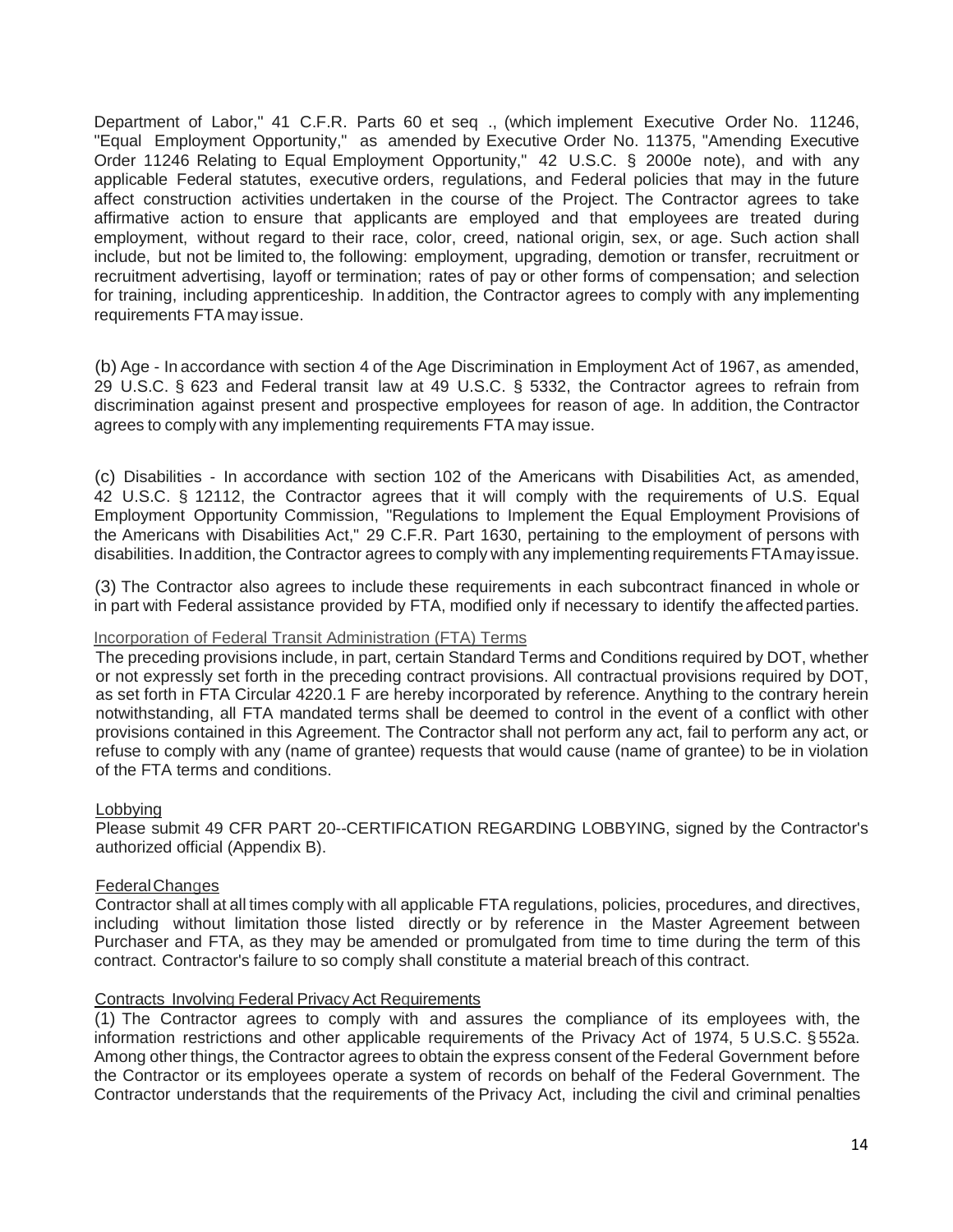Department of Labor," 41 C.F.R. Parts 60 et seq ., (which implement Executive Order No. 11246, "Equal Employment Opportunity," as amended by Executive Order No. 11375, "Amending Executive Order 11246 Relating to Equal Employment Opportunity," 42 U.S.C. § 2000e note), and with any applicable Federal statutes, executive orders, regulations, and Federal policies that may in the future affect construction activities undertaken in the course of the Project. The Contractor agrees to take affirmative action to ensure that applicants are employed and that employees are treated during employment, without regard to their race, color, creed, national origin, sex, or age. Such action shall include, but not be limited to, the following: employment, upgrading, demotion or transfer, recruitment or recruitment advertising, layoff or termination; rates of pay or other forms of compensation; and selection for training, including apprenticeship. In addition, the Contractor agrees to comply with any implementing requirements FTA may issue.

(b) Age - In accordance with section 4 of the Age Discrimination in Employment Act of 1967, as amended, 29 U.S.C. § 623 and Federal transit law at 49 U.S.C. § 5332, the Contractor agrees to refrain from discrimination against present and prospective employees for reason of age. In addition, the Contractor agrees to comply with any implementing requirements FTA may issue.

(c) Disabilities - In accordance with section 102 of the Americans with Disabilities Act, as amended, 42 U.S.C. § 12112, the Contractor agrees that it will comply with the requirements of U.S. Equal Employment Opportunity Commission, "Regulations to Implement the Equal Employment Provisions of the Americans with Disabilities Act," 29 C.F.R. Part 1630, pertaining to the employment of persons with disabilities. In addition, the Contractor agrees to comply with any implementing requirements FTA may issue.

(3) The Contractor also agrees to include these requirements in each subcontract financed in whole or in part with Federal assistance provided by FTA, modified only if necessary to identify the affected parties.

Incorporation of Federal Transit Administration (FTA) Terms

The preceding provisions include, in part, certain Standard Terms and Conditions required by DOT, whether or not expressly set forth in the preceding contract provisions. All contractual provisions required by DOT, as set forth in FTA Circular 4220.1 F are hereby incorporated by reference. Anything to the contrary herein notwithstanding, all FTA mandated terms shall be deemed to control in the event of a conflict with other provisions contained in this Agreement. The Contractor shall not perform any act, fail to perform any act, or refuse to comply with any (name of grantee) requests that would cause (name of grantee) to be in violation of the FTA terms and conditions.

Lobbying

Please submit 49 CFR PART 20--CERTIFICATION REGARDING LOBBYING, signed by the Contractor's authorized official (Appendix B).

Federal Changes

Contractor shall at all times comply with all applicable FTA regulations, policies, procedures, and directives, including without limitation those listed directly or by reference in the Master Agreement between Purchaser and FTA, as they may be amended or promulgated from time to time during the term of this contract. Contractor's failure to so comply shall constitute a material breach of this contract.

Contracts Involving Federal Privacy Act Requirements

(1) The Contractor agrees to comply with and assures the compliance of its employees with, the information restrictions and other applicable requirements of the Privacy Act of 1974, 5 U.S.C. § 552a. Among other things, the Contractor agrees to obtain the express consent of the Federal Government before the Contractor or its employees operate a system of records on behalf of the Federal Government. The Contractor understands that the requirements of the Privacy Act, including the civil and criminal penalties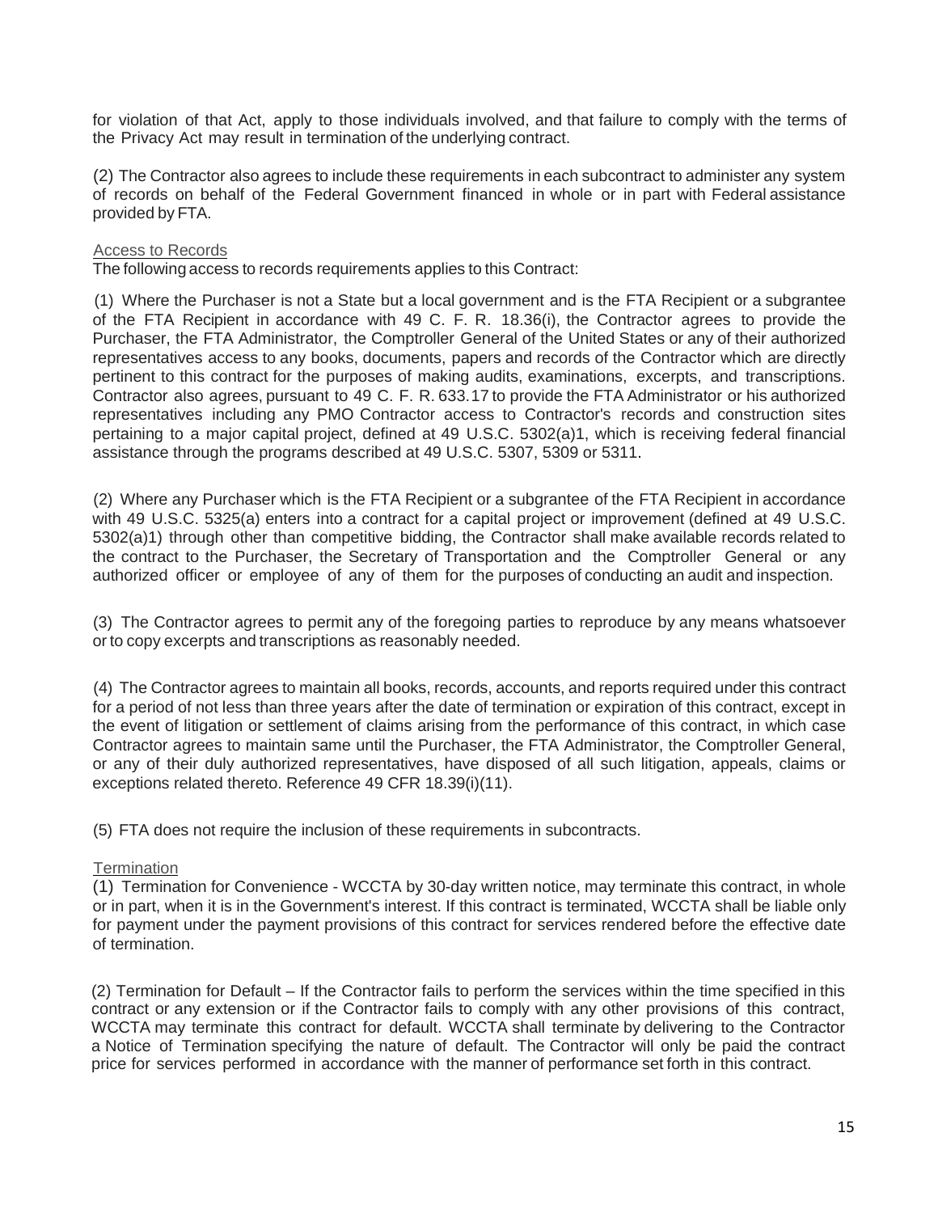for violation of that Act, apply to those individuals involved, and that failure to comply with the terms of the Privacy Act may result in termination of the underlying contract.

(2) The Contractor also agrees to include these requirements in each subcontract to administer any system of records on behalf of the Federal Government financed in whole or in part with Federal assistance provided by FTA.

### Access to Records

The following access to records requirements applies to this Contract:

(1) Where the Purchaser is not a State but a local government and is the FTA Recipient or a subgrantee of the FTA Recipient in accordance with 49 C. F. R. 18.36(i), the Contractor agrees to provide the Purchaser, the FTA Administrator, the Comptroller General of the United States or any of their authorized representatives access to any books, documents, papers and records of the Contractor which are directly pertinent to this contract for the purposes of making audits, examinations, excerpts, and transcriptions. Contractor also agrees, pursuant to 49 C. F. R. 633.17 to provide the FTA Administrator or his authorized representatives including any PMO Contractor access to Contractor's records and construction sites pertaining to a major capital project, defined at 49 U.S.C. 5302(a)1, which is receiving federal financial assistance through the programs described at 49 U.S.C. 5307, 5309 or 5311.

(2) Where any Purchaser which is the FTA Recipient or a subgrantee of the FTA Recipient in accordance with 49 U.S.C. 5325(a) enters into a contract for a capital project or improvement (defined at 49 U.S.C. 5302(a)1) through other than competitive bidding, the Contractor shall make available records related to the contract to the Purchaser, the Secretary of Transportation and the Comptroller General or any authorized officer or employee of any of them for the purposes of conducting an audit and inspection.

(3) The Contractor agrees to permit any of the foregoing parties to reproduce by any means whatsoever or to copy excerpts and transcriptions as reasonably needed.

(4) The Contractor agrees to maintain all books, records, accounts, and reports required under this contract for a period of not less than three years after the date of termination or expiration of this contract, except in the event of litigation or settlement of claims arising from the performance of this contract, in which case Contractor agrees to maintain same until the Purchaser, the FTA Administrator, the Comptroller General, or any of their duly authorized representatives, have disposed of all such litigation, appeals, claims or exceptions related thereto. Reference 49 CFR 18.39(i)(11).

(5) FTA does not require the inclusion of these requirements in subcontracts.

### Termination

(1) Termination for Convenience - WCCTA by 30-day written notice, may terminate this contract, in whole or in part, when it is in the Government's interest. If this contract is terminated, WCCTA shall be liable only for payment under the payment provisions of this contract for services rendered before the effective date of termination.

(2) Termination for Default – If the Contractor fails to perform the services within the time specified in this contract or any extension or if the Contractor fails to comply with any other provisions of this contract, WCCTA may terminate this contract for default. WCCTA shall terminate by delivering to the Contractor a Notice of Termination specifying the nature of default. The Contractor will only be paid the contract price for services performed in accordance with the manner of performance set forth in this contract.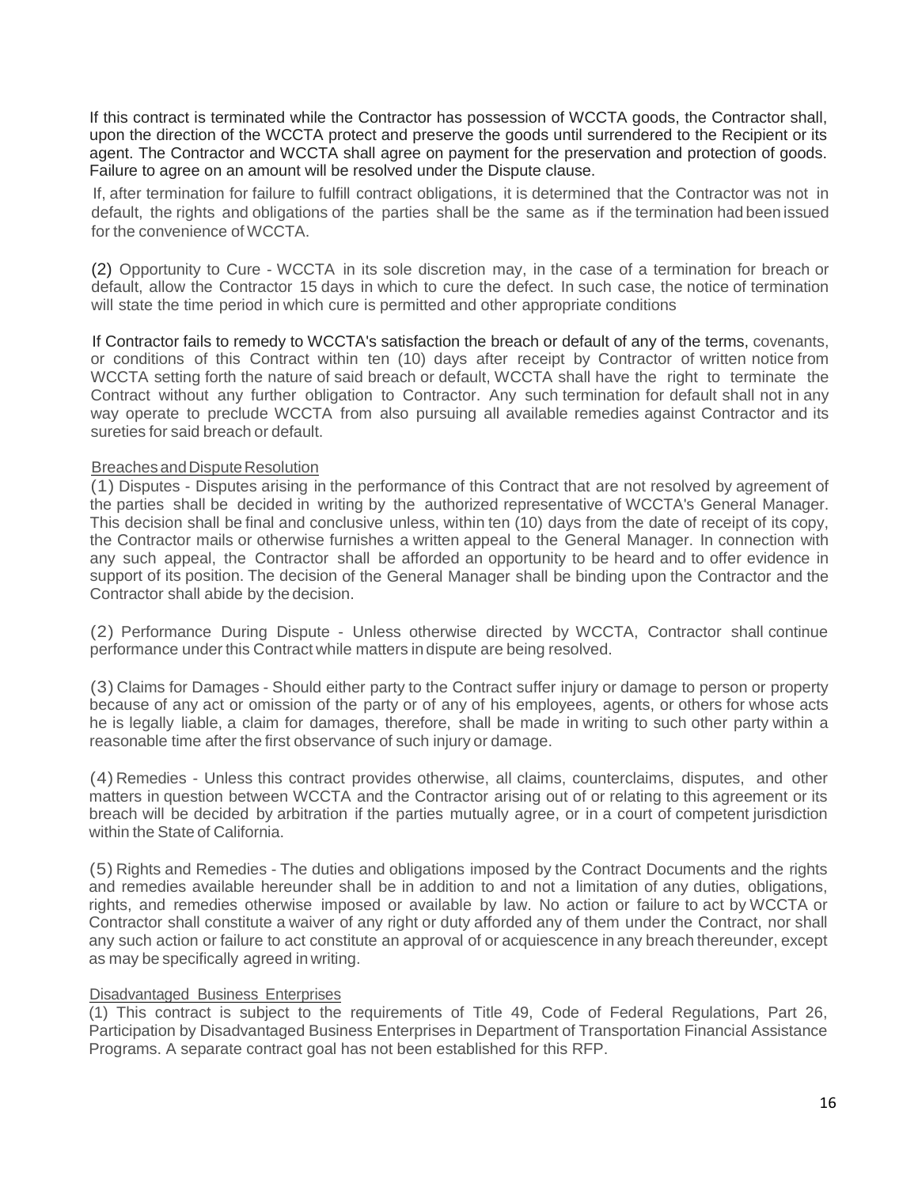If this contract is terminated while the Contractor has possession of WCCTA goods, the Contractor shall, upon the direction of the WCCTA protect and preserve the goods until surrendered to the Recipient or its agent. The Contractor and WCCTA shall agree on payment for the preservation and protection of goods. Failure to agree on an amount will be resolved under the Dispute clause.

If, after termination for failure to fulfill contract obligations, it is determined that the Contractor was not in default, the rights and obligations of the parties shall be the same as if the termination had been issued for the convenience of WCCTA.

(2) Opportunity to Cure - WCCTA in its sole discretion may, in the case of a termination for breach or default, allow the Contractor 15 days in which to cure the defect. In such case, the notice of termination will state the time period in which cure is permitted and other appropriate conditions

If Contractor fails to remedy to WCCTA's satisfaction the breach or default of any of the terms, covenants, or conditions of this Contract within ten (10) days after receipt by Contractor of written notice from WCCTA setting forth the nature of said breach or default, WCCTA shall have the right to terminate the Contract without any further obligation to Contractor. Any such termination for default shall not in any way operate to preclude WCCTA from also pursuing all available remedies against Contractor and its sureties for said breach or default.

<u>Breaches and Dispute Resolution</u>

(1) Disputes - Disputes arising in the performance of this Contract that are not resolved by agreement of the parties shall be decided in writing by the authorized representative of WCCTA's General Manager. This decision shall be final and conclusive unless, within ten (10) days from the date of receipt of its copy, the Contractor mails or otherwise furnishes a written appeal to the General Manager. In connection with any such appeal, the Contractor shall be afforded an opportunity to be heard and to offer evidence in support of its position. The decision of the General Manager shall be binding upon the Contractor and the Contractor shall abide by the decision.

(2) Performance During Dispute - Unless otherwise directed by WCCTA, Contractor shall continue performance under this Contract while matters in dispute are being resolved.

(3) Claims for Damages - Should either party to the Contract suffer injury or damage to person or property because of any act or omission of the party or of any of his employees, agents, or others for whose acts he is legally liable, a claim for damages, therefore, shall be made in writing to such other party within a reasonable time after the first observance of such injury or damage.

(4) Remedies - Unless this contract provides otherwise, all claims, counterclaims, disputes, and other matters in question between WCCTA and the Contractor arising out of or relating to this agreement or its breach will be decided by arbitration if the parties mutually agree, or in a court of competent jurisdiction within the State of California.

(5) Rights and Remedies - The duties and obligations imposed by the Contract Documents and the rights and remedies available hereunder shall be in addition to and not a limitation of any duties, obligations, rights, and remedies otherwise imposed or available by law. No action or failure to act by WCCTA or Contractor shall constitute a waiver of any right or duty afforded any of them under the Contract, nor shall any such action or failure to act constitute an approval of or acquiescence in any breach thereunder, except as may be specifically agreed in writing.

<u>Disadvantaged Business Enterprises</u>

(1) This contract is subject to the requirements of Title 49, Code of Federal Regulations, Part 26, Participation by Disadvantaged Business Enterprises in Department of Transportation Financial Assistance Programs. A separate contract goal has not been established for this RFP.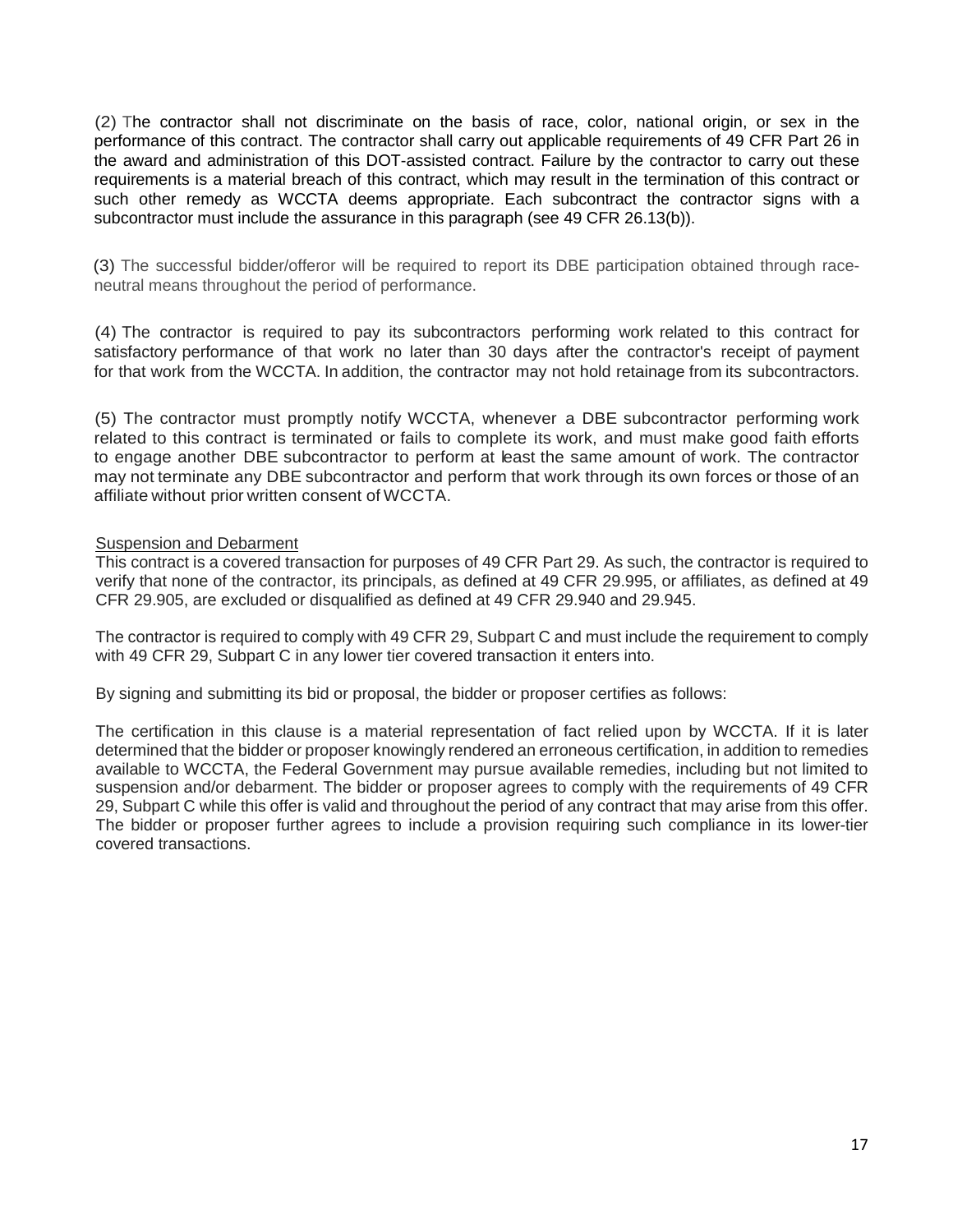(2) The contractor shall not discriminate on the basis of race, color, national origin, or sex in the performance of this contract. The contractor shall carry out applicable requirements of 49 CFR Part 26 in the award and administration of this DOT-assisted contract. Failure by the contractor to carry out these requirements is a material breach of this contract, which may result in the termination of this contract or such other remedy as WCCTA deems appropriate. Each subcontract the contractor signs with a subcontractor must include the assurance in this paragraph (see 49 CFR 26.13(b)).

(3) The successful bidder/offeror will be required to report its DBE participation obtained through race-neutral means throughout the period of performance.

(4) The contractor is required to pay its subcontractors performing work related to this contract for satisfactory performance of that work no later than 30 days after the contractor's receipt of payment for that work from the WCCTA. In addition, the contractor may not hold retainage from its subcontractors.

(5) The contractor must promptly notify WCCTA, whenever a DBE subcontractor performing work related to this contract is terminated or fails to complete its work, and must make good faith efforts to engage another DBE subcontractor to perform at least the same amount of work. The contractor may not terminate any DBE subcontractor and perform that work through its own forces or those of an affiliate without prior written consent of WCCTA.

Suspension and Debarment

This contract is a covered transaction for purposes of 49 CFR Part 29. As such, the contractor is required to verify that none of the contractor, its principals, as defined at 49 CFR 29.995, or affiliates, as defined at 49 CFR 29.905, are excluded or disqualified as defined at 49 CFR 29.940 and 29.945.

The contractor is required to comply with 49 CFR 29, Subpart C and must include the requirement to comply with 49 CFR 29, Subpart C in any lower tier covered transaction it enters into.

By signing and submitting its bid or proposal, the bidder or proposer certifies as follows:

The certification in this clause is a material representation of fact relied upon by WCCTA. If it is later determined that the bidder or proposer knowingly rendered an erroneous certification, in addition to remedies available to WCCTA, the Federal Government may pursue available remedies, including but not limited to suspension and/or debarment. The bidder or proposer agrees to comply with the requirements of 49 CFR 29, Subpart C while this offer is valid and throughout the period of any contract that may arise from this offer. The bidder or proposer further agrees to include a provision requiring such compliance in its lower-tier covered transactions.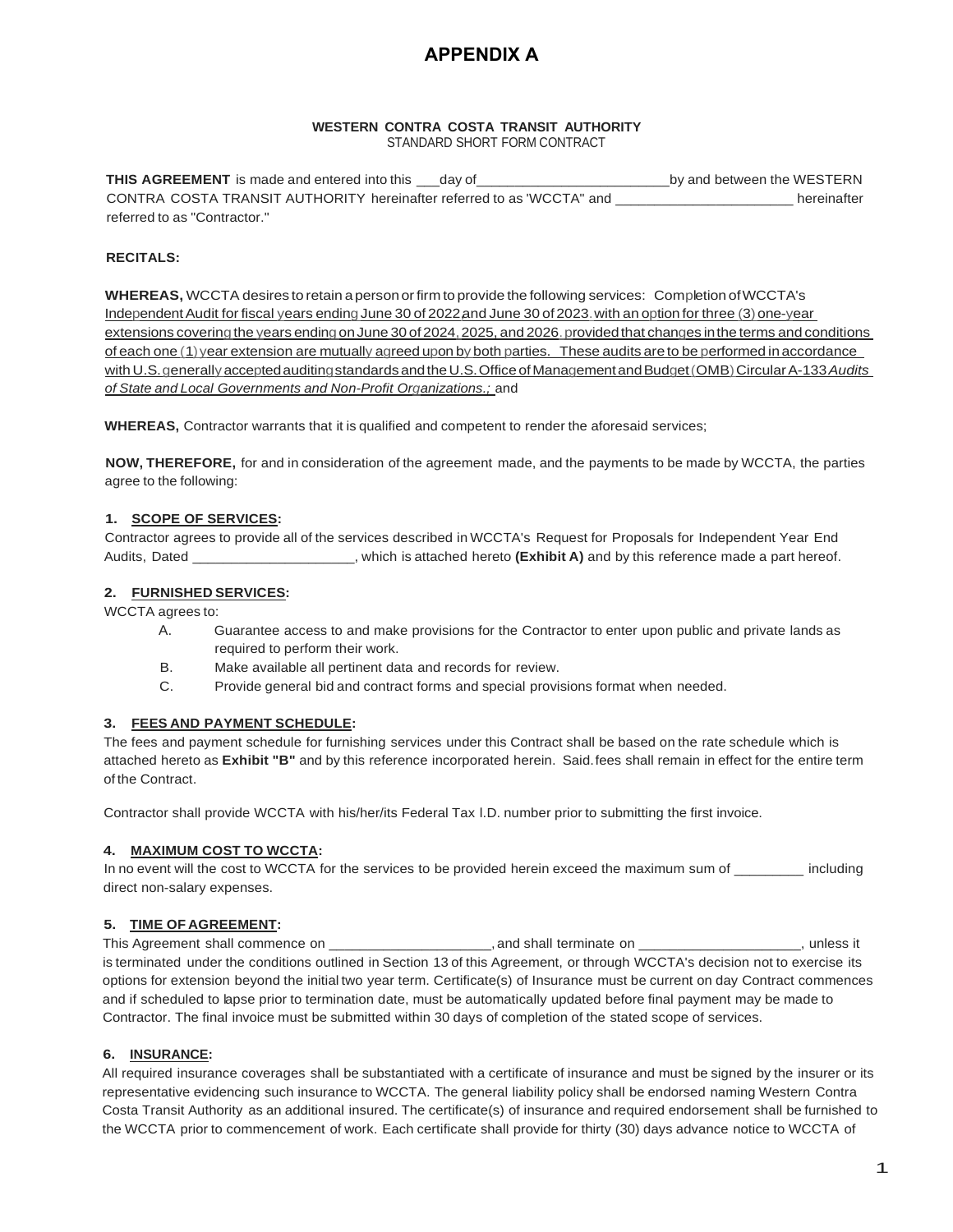# APPENDIX A

**WESTERN CONTRA COSTA TRANSIT AUTHORITY**
STANDARD SHORT FORM CONTRACT

**THIS AGREEMENT** is made and entered into this ___day of_________________________by and between the WESTERN CONTRA COSTA TRANSIT AUTHORITY hereinafter referred to as 'WCCTA" and _______________________ hereinafter referred to as "Contractor."

**RECITALS:**

**WHEREAS,** WCCTA desires to retain a person or firm to provide the following services: Completion of WCCTA's Independent Audit for fiscal years ending June 30 of 2022 and June 30 of 2023. with an option for three (3) one-year extensions covering the years ending on June 30 of 2024, 2025, and 2026. provided that changes in the terms and conditions of each one (1) year extension are mutually agreed upon by both parties. These audits are to be performed in accordance with U.S. generally accepted auditing standards and the U.S. Office of Management and Budget (OMB) Circular A-133 *Audits of State and Local Governments and Non-Profit Organizations.;* and

**WHEREAS,** Contractor warrants that it is qualified and competent to render the aforesaid services;

**NOW, THEREFORE,** for and in consideration of the agreement made, and the payments to be made by WCCTA, the parties agree to the following:

**1. SCOPE OF SERVICES:**
Contractor agrees to provide all of the services described in WCCTA's Request for Proposals for Independent Year End Audits, Dated _____________________, which is attached hereto **(Exhibit A)** and by this reference made a part hereof.

**2. FURNISHED SERVICES:**
WCCTA agrees to:

A. Guarantee access to and make provisions for the Contractor to enter upon public and private lands as required to perform their work.

B. Make available all pertinent data and records for review.

C. Provide general bid and contract forms and special provisions format when needed.

**3. FEES AND PAYMENT SCHEDULE:**
The fees and payment schedule for furnishing services under this Contract shall be based on the rate schedule which is attached hereto as **Exhibit "B"** and by this reference incorporated herein. Said fees shall remain in effect for the entire term of the Contract.

Contractor shall provide WCCTA with his/her/its Federal Tax I.D. number prior to submitting the first invoice.

**4. MAXIMUM COST TO WCCTA:**
In no event will the cost to WCCTA for the services to be provided herein exceed the maximum sum of _________ including direct non-salary expenses.

**5. TIME OF AGREEMENT:**
This Agreement shall commence on _____________________, and shall terminate on _____________________, unless it is terminated under the conditions outlined in Section 13 of this Agreement, or through WCCTA's decision not to exercise its options for extension beyond the initial two year term. Certificate(s) of Insurance must be current on day Contract commences and if scheduled to lapse prior to termination date, must be automatically updated before final payment may be made to Contractor. The final invoice must be submitted within 30 days of completion of the stated scope of services.

**6. INSURANCE:**
All required insurance coverages shall be substantiated with a certificate of insurance and must be signed by the insurer or its representative evidencing such insurance to WCCTA. The general liability policy shall be endorsed naming Western Contra Costa Transit Authority as an additional insured. The certificate(s) of insurance and required endorsement shall be furnished to the WCCTA prior to commencement of work. Each certificate shall provide for thirty (30) days advance notice to WCCTA of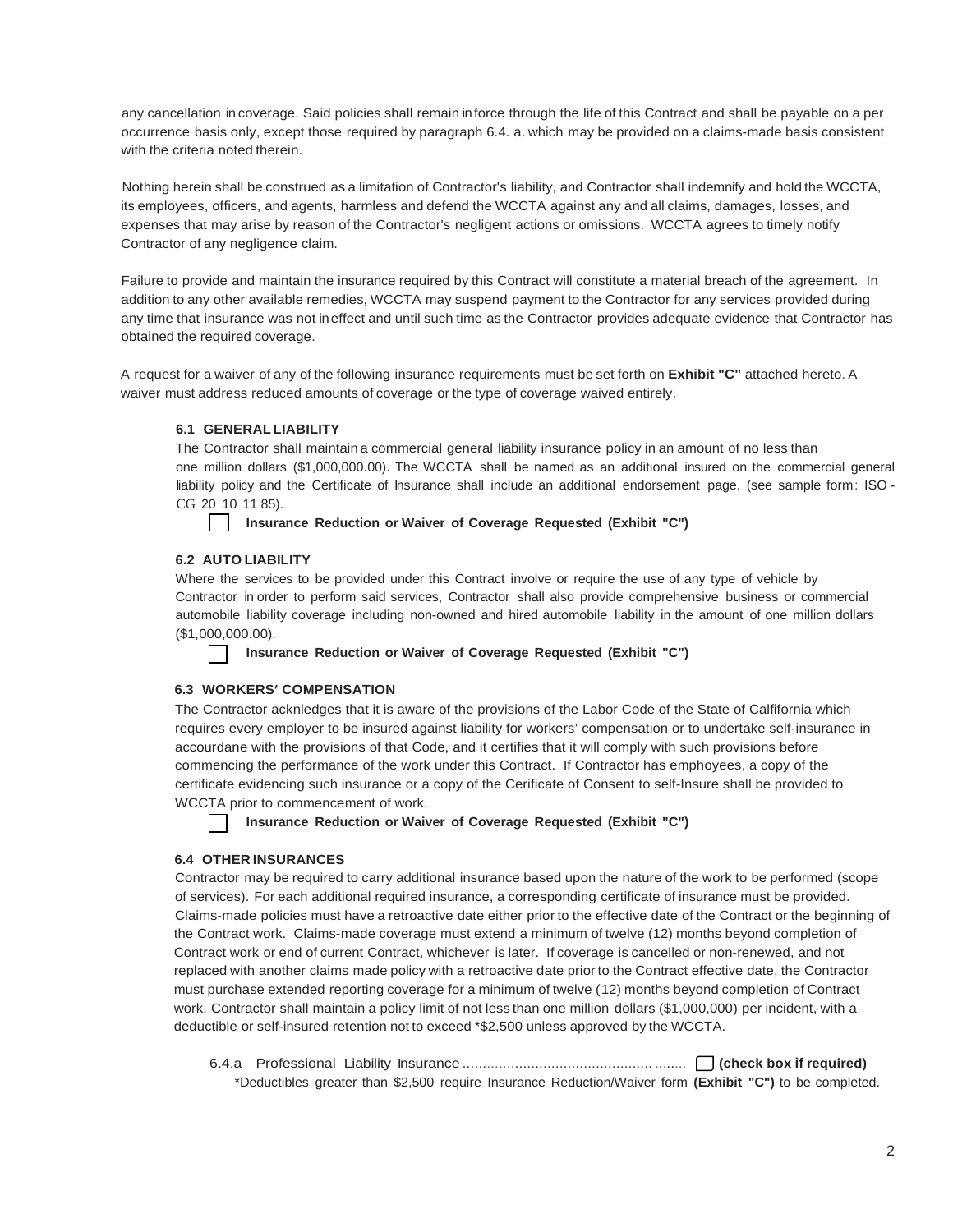any cancellation in coverage. Said policies shall remain in force through the life of this Contract and shall be payable on a per occurrence basis only, except those required by paragraph 6.4. a. which may be provided on a claims-made basis consistent with the criteria noted therein.

Nothing herein shall be construed as a limitation of Contractor's liability, and Contractor shall indemnify and hold the WCCTA, its employees, officers, and agents, harmless and defend the WCCTA against any and all claims, damages, losses, and expenses that may arise by reason of the Contractor's negligent actions or omissions. WCCTA agrees to timely notify Contractor of any negligence claim.

Failure to provide and maintain the insurance required by this Contract will constitute a material breach of the agreement. In addition to any other available remedies, WCCTA may suspend payment to the Contractor for any services provided during any time that insurance was not in effect and until such time as the Contractor provides adequate evidence that Contractor has obtained the required coverage.

A request for a waiver of any of the following insurance requirements must be set forth on **Exhibit "C"** attached hereto. A waiver must address reduced amounts of coverage or the type of coverage waived entirely.

**6.1 GENERAL LIABILITY**

The Contractor shall maintain a commercial general liability insurance policy in an amount of no less than one million dollars ($1,000,000.00). The WCCTA shall be named as an additional insured on the commercial general liability policy and the Certificate of Insurance shall include an additional endorsement page. (see sample form: ISO - CG 20 10 11 85).

☐ **Insurance Reduction or Waiver of Coverage Requested (Exhibit "C")**

**6.2 AUTO LIABILITY**

Where the services to be provided under this Contract involve or require the use of any type of vehicle by Contractor in order to perform said services, Contractor shall also provide comprehensive business or commercial automobile liability coverage including non-owned and hired automobile liability in the amount of one million dollars ($1,000,000.00).

☐ **Insurance Reduction or Waiver of Coverage Requested (Exhibit "C")**

**6.3 WORKERS' COMPENSATION**

The Contractor acknledges that it is aware of the provisions of the Labor Code of the State of Calfifornia which requires every employer to be insured against liability for workers' compensation or to undertake self-insurance in accourdane with the provisions of that Code, and it certifies that it will comply with such provisions before commencing the performance of the work under this Contract. If Contractor has emphoyees, a copy of the certificate evidencing such insurance or a copy of the Cerificate of Consent to self-Insure shall be provided to WCCTA prior to commencement of work.

☐ **Insurance Reduction or Waiver of Coverage Requested (Exhibit "C")**

**6.4 OTHER INSURANCES**

Contractor may be required to carry additional insurance based upon the nature of the work to be performed (scope of services). For each additional required insurance, a corresponding certificate of insurance must be provided. Claims-made policies must have a retroactive date either prior to the effective date of the Contract or the beginning of the Contract work. Claims-made coverage must extend a minimum of twelve (12) months beyond completion of Contract work or end of current Contract, whichever is later. If coverage is cancelled or non-renewed, and not replaced with another claims made policy with a retroactive date prior to the Contract effective date, the Contractor must purchase extended reporting coverage for a minimum of twelve (12) months beyond completion of Contract work. Contractor shall maintain a policy limit of not less than one million dollars ($1,000,000) per incident, with a deductible or self-insured retention not to exceed *$2,500 unless approved by the WCCTA.

6.4.a Professional Liability Insurance ........................................................ ☐ **(check box if required)**

*Deductibles greater than $2,500 require Insurance Reduction/Waiver form **(Exhibit "C")** to be completed.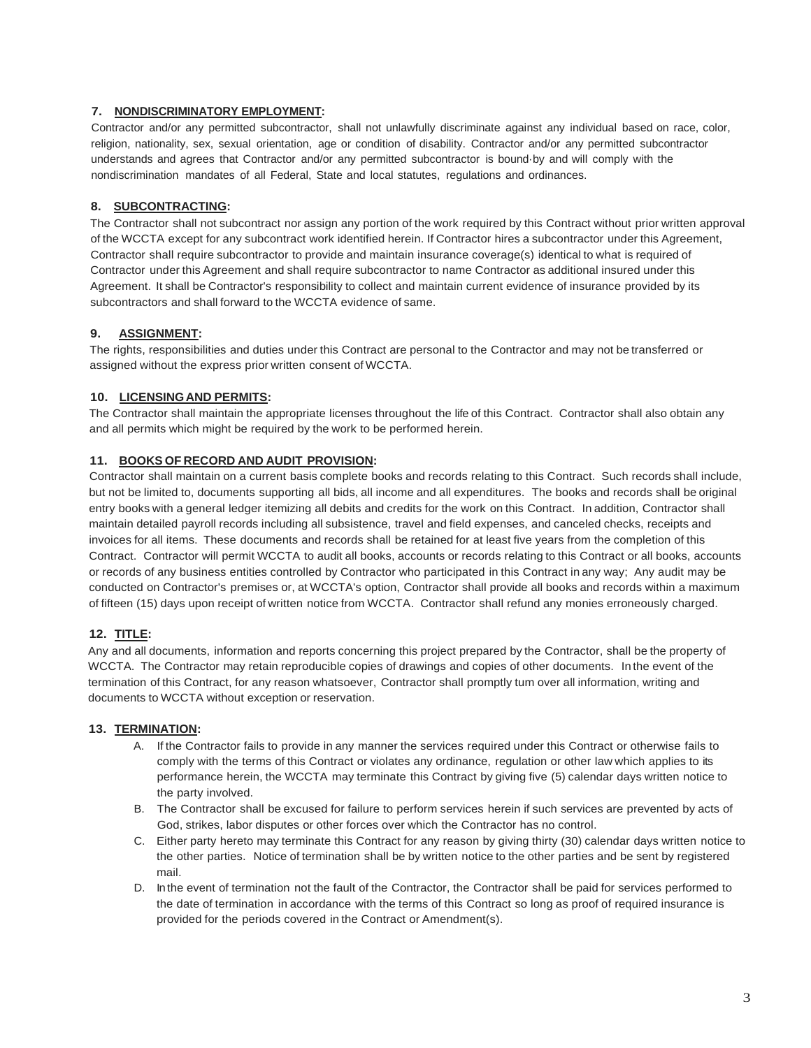**7. NONDISCRIMINATORY EMPLOYMENT:**

Contractor and/or any permitted subcontractor, shall not unlawfully discriminate against any individual based on race, color, religion, nationality, sex, sexual orientation, age or condition of disability. Contractor and/or any permitted subcontractor understands and agrees that Contractor and/or any permitted subcontractor is bound·by and will comply with the nondiscrimination mandates of all Federal, State and local statutes, regulations and ordinances.

**8. SUBCONTRACTING:**

The Contractor shall not subcontract nor assign any portion of the work required by this Contract without prior written approval of the WCCTA except for any subcontract work identified herein. If Contractor hires a subcontractor under this Agreement, Contractor shall require subcontractor to provide and maintain insurance coverage(s) identical to what is required of Contractor under this Agreement and shall require subcontractor to name Contractor as additional insured under this Agreement. It shall be Contractor's responsibility to collect and maintain current evidence of insurance provided by its subcontractors and shall forward to the WCCTA evidence of same.

**9. ASSIGNMENT:**

The rights, responsibilities and duties under this Contract are personal to the Contractor and may not be transferred or assigned without the express prior written consent of WCCTA.

**10. LICENSING AND PERMITS:**

The Contractor shall maintain the appropriate licenses throughout the life of this Contract. Contractor shall also obtain any and all permits which might be required by the work to be performed herein.

**11. BOOKS OF RECORD AND AUDIT PROVISION:**

Contractor shall maintain on a current basis complete books and records relating to this Contract. Such records shall include, but not be limited to, documents supporting all bids, all income and all expenditures. The books and records shall be original entry books with a general ledger itemizing all debits and credits for the work on this Contract. In addition, Contractor shall maintain detailed payroll records including all subsistence, travel and field expenses, and canceled checks, receipts and invoices for all items. These documents and records shall be retained for at least five years from the completion of this Contract. Contractor will permit WCCTA to audit all books, accounts or records relating to this Contract or all books, accounts or records of any business entities controlled by Contractor who participated in this Contract in any way; Any audit may be conducted on Contractor's premises or, at WCCTA's option, Contractor shall provide all books and records within a maximum of fifteen (15) days upon receipt of written notice from WCCTA. Contractor shall refund any monies erroneously charged.

**12. TITLE:**

Any and all documents, information and reports concerning this project prepared by the Contractor, shall be the property of WCCTA. The Contractor may retain reproducible copies of drawings and copies of other documents. In the event of the termination of this Contract, for any reason whatsoever, Contractor shall promptly tum over all information, writing and documents to WCCTA without exception or reservation.

**13. TERMINATION:**

A. If the Contractor fails to provide in any manner the services required under this Contract or otherwise fails to comply with the terms of this Contract or violates any ordinance, regulation or other law which applies to its performance herein, the WCCTA may terminate this Contract by giving five (5) calendar days written notice to the party involved.

B. The Contractor shall be excused for failure to perform services herein if such services are prevented by acts of God, strikes, labor disputes or other forces over which the Contractor has no control.

C. Either party hereto may terminate this Contract for any reason by giving thirty (30) calendar days written notice to the other parties. Notice of termination shall be by written notice to the other parties and be sent by registered mail.

D. In the event of termination not the fault of the Contractor, the Contractor shall be paid for services performed to the date of termination in accordance with the terms of this Contract so long as proof of required insurance is provided for the periods covered in the Contract or Amendment(s).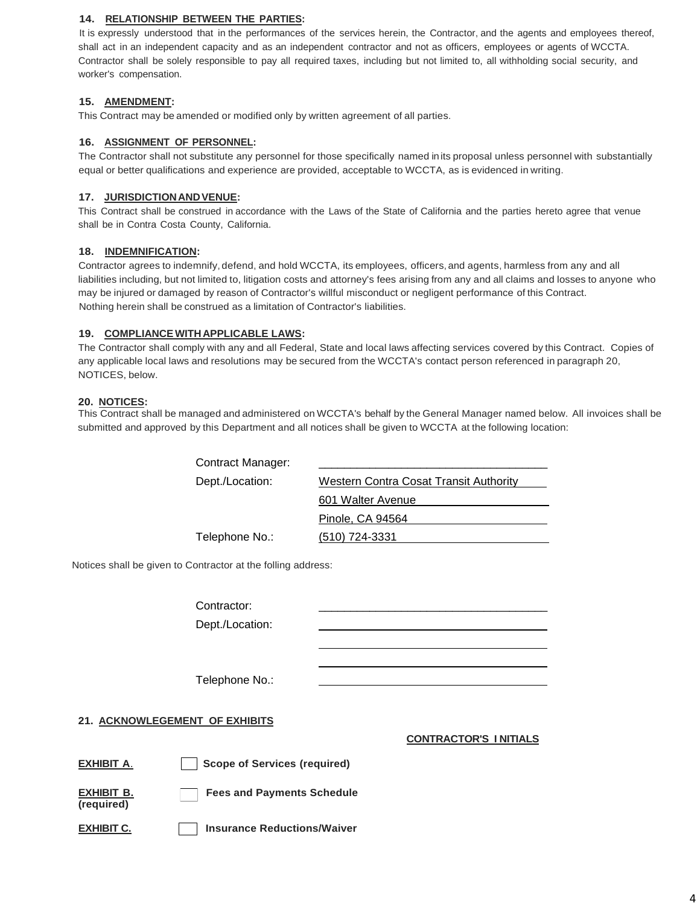**14. RELATIONSHIP BETWEEN THE PARTIES:**

It is expressly understood that in the performances of the services herein, the Contractor, and the agents and employees thereof, shall act in an independent capacity and as an independent contractor and not as officers, employees or agents of WCCTA. Contractor shall be solely responsible to pay all required taxes, including but not limited to, all withholding social security, and worker's compensation.

**15. AMENDMENT:**

This Contract may be amended or modified only by written agreement of all parties.

**16. ASSIGNMENT OF PERSONNEL:**

The Contractor shall not substitute any personnel for those specifically named in its proposal unless personnel with substantially equal or better qualifications and experience are provided, acceptable to WCCTA, as is evidenced in writing.

**17. JURISDICTION AND VENUE:**

This Contract shall be construed in accordance with the Laws of the State of California and the parties hereto agree that venue shall be in Contra Costa County, California.

**18. INDEMNIFICATION:**

Contractor agrees to indemnify, defend, and hold WCCTA, its employees, officers, and agents, harmless from any and all liabilities including, but not limited to, litigation costs and attorney's fees arising from any and all claims and losses to anyone who may be injured or damaged by reason of Contractor's willful misconduct or negligent performance of this Contract. Nothing herein shall be construed as a limitation of Contractor's liabilities.

**19. COMPLIANCE WITH APPLICABLE LAWS:**

The Contractor shall comply with any and all Federal, State and local laws affecting services covered by this Contract. Copies of any applicable local laws and resolutions may be secured from the WCCTA's contact person referenced in paragraph 20, NOTICES, below.

**20. NOTICES:**

This Contract shall be managed and administered on WCCTA's behalf by the General Manager named below. All invoices shall be submitted and approved by this Department and all notices shall be given to WCCTA at the following location:

Contract Manager: ____________________________________

Dept./Location: Western Contra Cosat Transit Authority

601 Walter Avenue

Pinole, CA 94564

Telephone No.: (510) 724-3331

Notices shall be given to Contractor at the folling address:

Contractor: ____________________________________

Dept./Location: ____________________________________

____________________________________

____________________________________

Telephone No.: ____________________________________

**21. ACKNOWLEGEMENT OF EXHIBITS**

**CONTRACTOR'S INITIALS**

**EXHIBIT A.** ☐ **Scope of Services (required)**

**EXHIBIT B. (required)** ☐ **Fees and Payments Schedule**

**EXHIBIT C.** ☐ **Insurance Reductions/Waiver**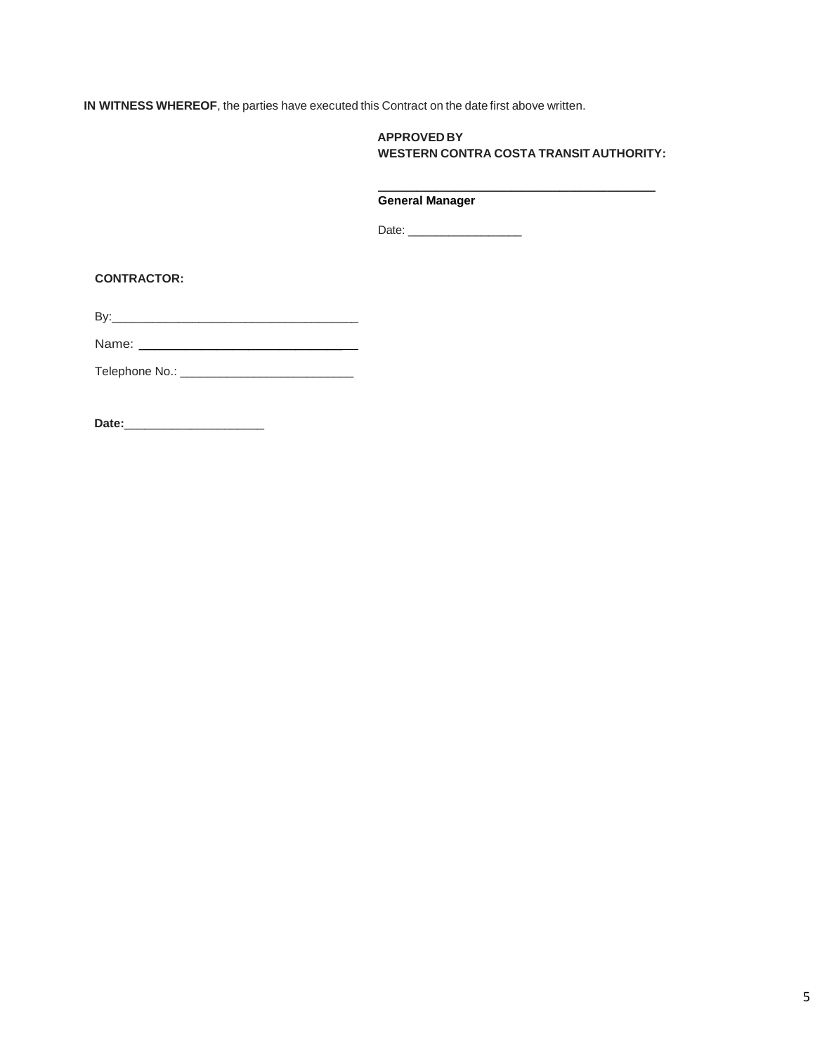**IN WITNESS WHEREOF**, the parties have executed this Contract on the date first above written.

**APPROVED BY**
**WESTERN CONTRA COSTA TRANSIT AUTHORITY:**

_________________________________________
**General Manager**

Date: _________________

**CONTRACTOR:**

By:_____________________________________

Name: _________________________________

Telephone No.: __________________________

**Date:**_____________________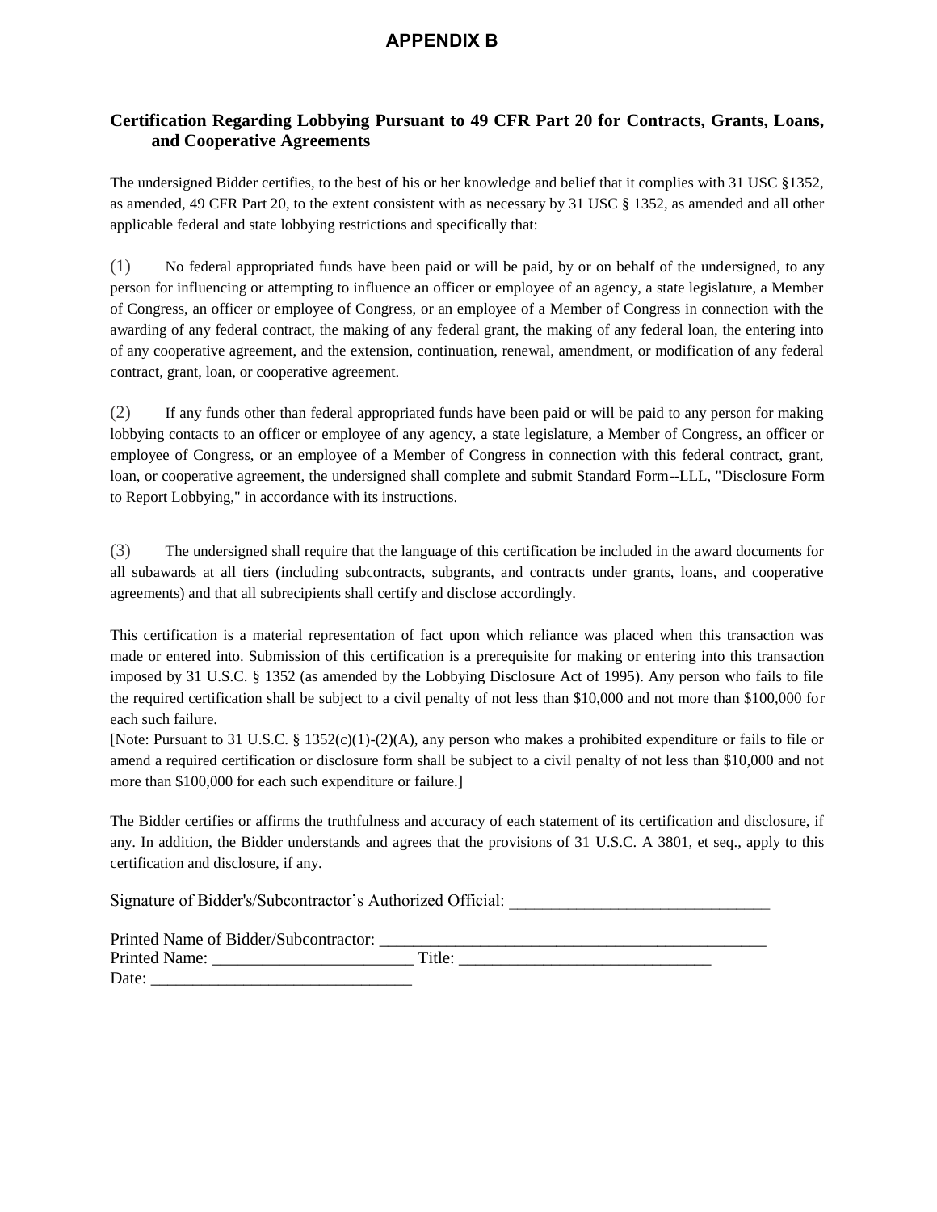# APPENDIX B

## Certification Regarding Lobbying Pursuant to 49 CFR Part 20 for Contracts, Grants, Loans, and Cooperative Agreements

The undersigned Bidder certifies, to the best of his or her knowledge and belief that it complies with 31 USC §1352, as amended, 49 CFR Part 20, to the extent consistent with as necessary by 31 USC § 1352, as amended and all other applicable federal and state lobbying restrictions and specifically that:

(1) No federal appropriated funds have been paid or will be paid, by or on behalf of the undersigned, to any person for influencing or attempting to influence an officer or employee of an agency, a state legislature, a Member of Congress, an officer or employee of Congress, or an employee of a Member of Congress in connection with the awarding of any federal contract, the making of any federal grant, the making of any federal loan, the entering into of any cooperative agreement, and the extension, continuation, renewal, amendment, or modification of any federal contract, grant, loan, or cooperative agreement.

(2) If any funds other than federal appropriated funds have been paid or will be paid to any person for making lobbying contacts to an officer or employee of any agency, a state legislature, a Member of Congress, an officer or employee of Congress, or an employee of a Member of Congress in connection with this federal contract, grant, loan, or cooperative agreement, the undersigned shall complete and submit Standard Form--LLL, "Disclosure Form to Report Lobbying," in accordance with its instructions.

(3) The undersigned shall require that the language of this certification be included in the award documents for all subawards at all tiers (including subcontracts, subgrants, and contracts under grants, loans, and cooperative agreements) and that all subrecipients shall certify and disclose accordingly.

This certification is a material representation of fact upon which reliance was placed when this transaction was made or entered into. Submission of this certification is a prerequisite for making or entering into this transaction imposed by 31 U.S.C. § 1352 (as amended by the Lobbying Disclosure Act of 1995). Any person who fails to file the required certification shall be subject to a civil penalty of not less than $10,000 and not more than $100,000 for each such failure.
[Note: Pursuant to 31 U.S.C. § 1352(c)(1)-(2)(A), any person who makes a prohibited expenditure or fails to file or amend a required certification or disclosure form shall be subject to a civil penalty of not less than $10,000 and not more than $100,000 for each such expenditure or failure.]

The Bidder certifies or affirms the truthfulness and accuracy of each statement of its certification and disclosure, if any. In addition, the Bidder understands and agrees that the provisions of 31 U.S.C. A 3801, et seq., apply to this certification and disclosure, if any.

Signature of Bidder's/Subcontractor's Authorized Official: ______________________________

Printed Name of Bidder/Subcontractor: ______________________________________________
Printed Name: ________________________ Title: ______________________________
Date: ______________________________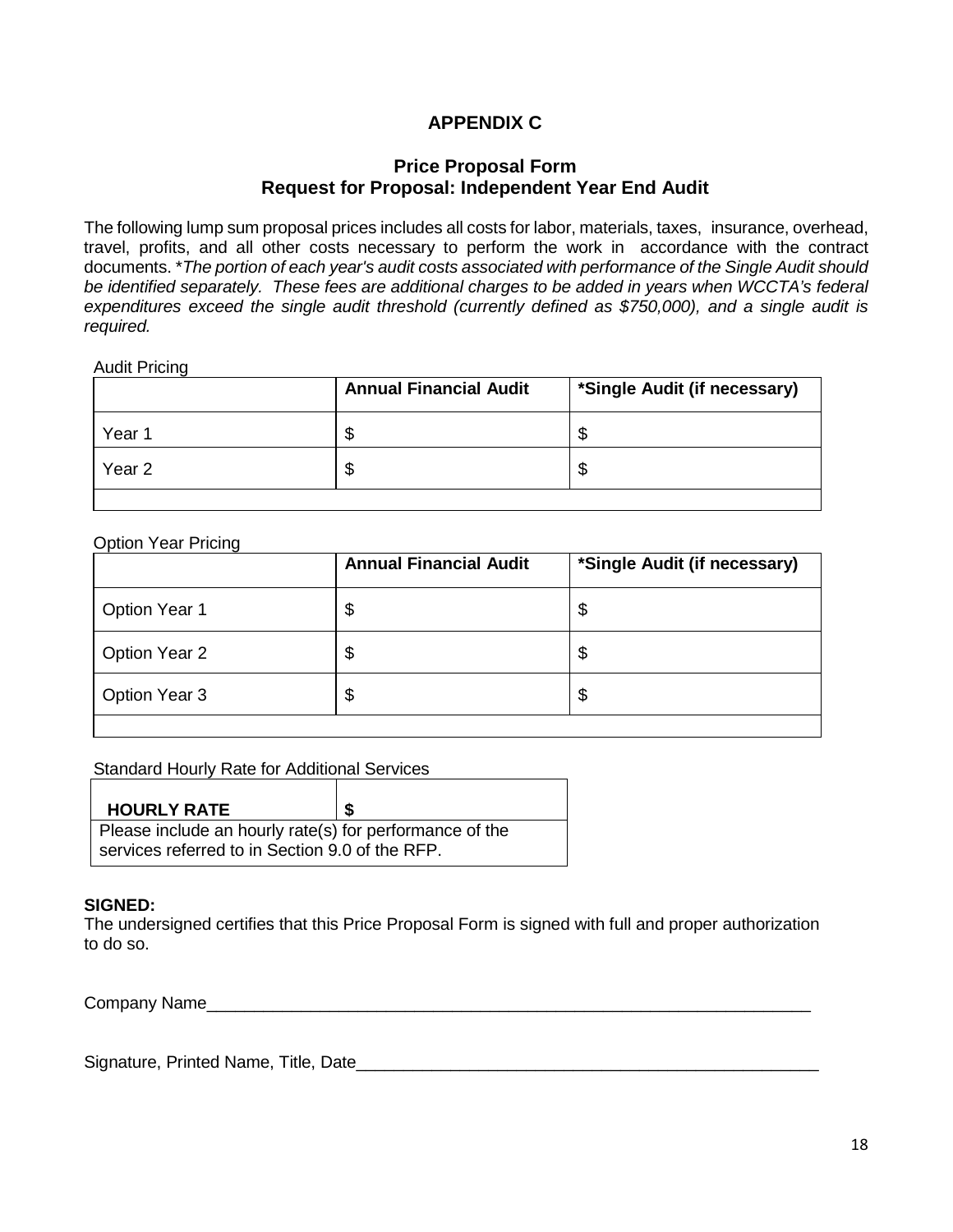# APPENDIX C

## Price Proposal Form
## Request for Proposal: Independent Year End Audit

The following lump sum proposal prices includes all costs for labor, materials, taxes, insurance, overhead, travel, profits, and all other costs necessary to perform the work in accordance with the contract documents. **The portion of each year's audit costs associated with performance of the Single Audit should be identified separately. These fees are additional charges to be added in years when WCCTA's federal expenditures exceed the single audit threshold (currently defined as $750,000), and a single audit is required.*

Audit Pricing

| | **Annual Financial Audit** | ***Single Audit (if necessary)** |
|---|---|---|
| Year 1 | $ | $ |
| Year 2 | $ | $ |
| | | |

Option Year Pricing

| | **Annual Financial Audit** | ***Single Audit (if necessary)** |
|---|---|---|
| Option Year 1 | $ | $ |
| Option Year 2 | $ | $ |
| Option Year 3 | $ | $ |
| | | |

Standard Hourly Rate for Additional Services

| | |
|---|---|
| **HOURLY RATE** | **$** |
| Please include an hourly rate(s) for performance of the services referred to in Section 9.0 of the RFP. | |

**SIGNED:**
The undersigned certifies that this Price Proposal Form is signed with full and proper authorization to do so.

Company Name_______________________________________________________________

Signature, Printed Name, Title, Date__________________________________________________